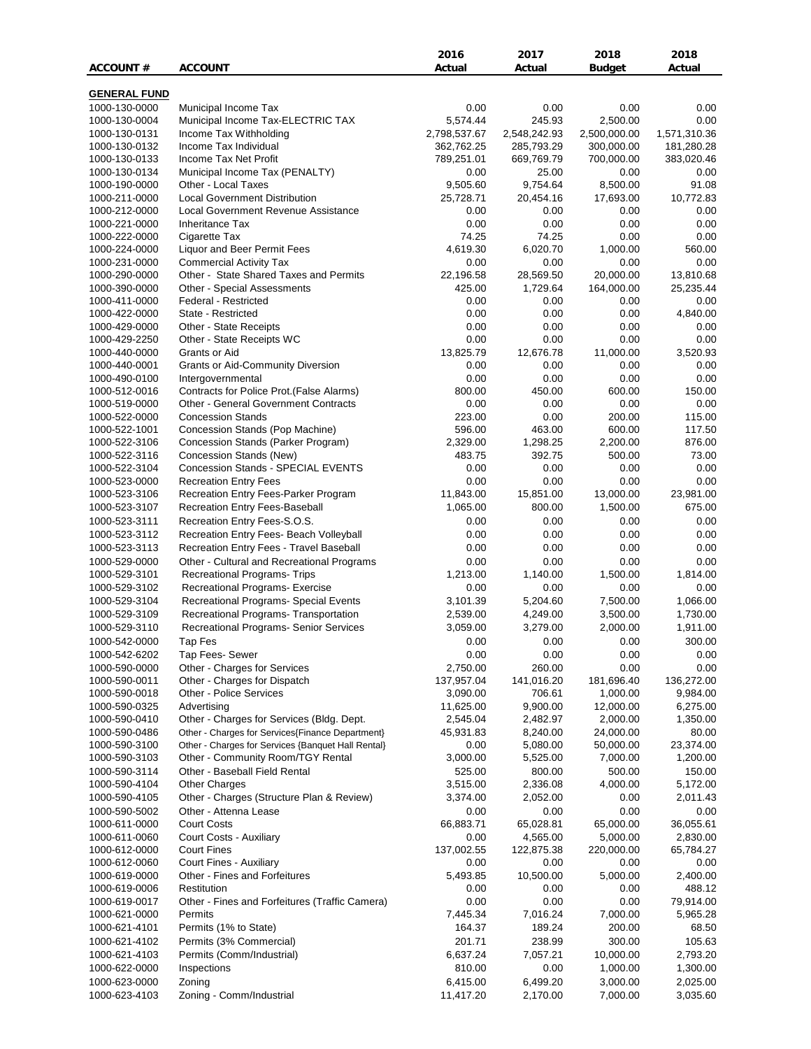| ACCOUNT # | ACCOUNT | 2016 Actual | 2017 Actual | 2018 Budget | 2018 Actual |
|---|---|---|---|---|---|
| **GENERAL FUND** | | | | | |
| 1000-130-0000 | Municipal Income Tax | 0.00 | 0.00 | 0.00 | 0.00 |
| 1000-130-0004 | Municipal Income Tax-ELECTRIC TAX | 5,574.44 | 245.93 | 2,500.00 | 0.00 |
| 1000-130-0131 | Income Tax Withholding | 2,798,537.67 | 2,548,242.93 | 2,500,000.00 | 1,571,310.36 |
| 1000-130-0132 | Income Tax Individual | 362,762.25 | 285,793.29 | 300,000.00 | 181,280.28 |
| 1000-130-0133 | Income Tax Net Profit | 789,251.01 | 669,769.79 | 700,000.00 | 383,020.46 |
| 1000-130-0134 | Municipal Income Tax (PENALTY) | 0.00 | 25.00 | 0.00 | 0.00 |
| 1000-190-0000 | Other - Local Taxes | 9,505.60 | 9,754.64 | 8,500.00 | 91.08 |
| 1000-211-0000 | Local Government Distribution | 25,728.71 | 20,454.16 | 17,693.00 | 10,772.83 |
| 1000-212-0000 | Local Government Revenue Assistance | 0.00 | 0.00 | 0.00 | 0.00 |
| 1000-221-0000 | Inheritance Tax | 0.00 | 0.00 | 0.00 | 0.00 |
| 1000-222-0000 | Cigarette Tax | 74.25 | 74.25 | 0.00 | 0.00 |
| 1000-224-0000 | Liquor and Beer Permit Fees | 4,619.30 | 6,020.70 | 1,000.00 | 560.00 |
| 1000-231-0000 | Commercial Activity Tax | 0.00 | 0.00 | 0.00 | 0.00 |
| 1000-290-0000 | Other - State Shared Taxes and Permits | 22,196.58 | 28,569.50 | 20,000.00 | 13,810.68 |
| 1000-390-0000 | Other - Special Assessments | 425.00 | 1,729.64 | 164,000.00 | 25,235.44 |
| 1000-411-0000 | Federal - Restricted | 0.00 | 0.00 | 0.00 | 0.00 |
| 1000-422-0000 | State - Restricted | 0.00 | 0.00 | 0.00 | 4,840.00 |
| 1000-429-0000 | Other - State Receipts | 0.00 | 0.00 | 0.00 | 0.00 |
| 1000-429-2250 | Other - State Receipts WC | 0.00 | 0.00 | 0.00 | 0.00 |
| 1000-440-0000 | Grants or Aid | 13,825.79 | 12,676.78 | 11,000.00 | 3,520.93 |
| 1000-440-0001 | Grants or Aid-Community Diversion | 0.00 | 0.00 | 0.00 | 0.00 |
| 1000-490-0100 | Intergovernmental | 0.00 | 0.00 | 0.00 | 0.00 |
| 1000-512-0016 | Contracts for Police Prot.(False Alarms) | 800.00 | 450.00 | 600.00 | 150.00 |
| 1000-519-0000 | Other - General Government Contracts | 0.00 | 0.00 | 0.00 | 0.00 |
| 1000-522-0000 | Concession Stands | 223.00 | 0.00 | 200.00 | 115.00 |
| 1000-522-1001 | Concession Stands (Pop Machine) | 596.00 | 463.00 | 600.00 | 117.50 |
| 1000-522-3106 | Concession Stands (Parker Program) | 2,329.00 | 1,298.25 | 2,200.00 | 876.00 |
| 1000-522-3116 | Concession Stands (New) | 483.75 | 392.75 | 500.00 | 73.00 |
| 1000-522-3104 | Concession Stands - SPECIAL EVENTS | 0.00 | 0.00 | 0.00 | 0.00 |
| 1000-523-0000 | Recreation Entry Fees | 0.00 | 0.00 | 0.00 | 0.00 |
| 1000-523-3106 | Recreation Entry Fees-Parker Program | 11,843.00 | 15,851.00 | 13,000.00 | 23,981.00 |
| 1000-523-3107 | Recreation Entry Fees-Baseball | 1,065.00 | 800.00 | 1,500.00 | 675.00 |
| 1000-523-3111 | Recreation Entry Fees-S.O.S. | 0.00 | 0.00 | 0.00 | 0.00 |
| 1000-523-3112 | Recreation Entry Fees- Beach Volleyball | 0.00 | 0.00 | 0.00 | 0.00 |
| 1000-523-3113 | Recreation Entry Fees - Travel Baseball | 0.00 | 0.00 | 0.00 | 0.00 |
| 1000-529-0000 | Other - Cultural and Recreational Programs | 0.00 | 0.00 | 0.00 | 0.00 |
| 1000-529-3101 | Recreational Programs- Trips | 1,213.00 | 1,140.00 | 1,500.00 | 1,814.00 |
| 1000-529-3102 | Recreational Programs- Exercise | 0.00 | 0.00 | 0.00 | 0.00 |
| 1000-529-3104 | Recreational Programs- Special Events | 3,101.39 | 5,204.60 | 7,500.00 | 1,066.00 |
| 1000-529-3109 | Recreational Programs- Transportation | 2,539.00 | 4,249.00 | 3,500.00 | 1,730.00 |
| 1000-529-3110 | Recreational Programs- Senior Services | 3,059.00 | 3,279.00 | 2,000.00 | 1,911.00 |
| 1000-542-0000 | Tap Fes | 0.00 | 0.00 | 0.00 | 300.00 |
| 1000-542-6202 | Tap Fees- Sewer | 0.00 | 0.00 | 0.00 | 0.00 |
| 1000-590-0000 | Other - Charges for Services | 2,750.00 | 260.00 | 0.00 | 0.00 |
| 1000-590-0011 | Other - Charges for Dispatch | 137,957.04 | 141,016.20 | 181,696.40 | 136,272.00 |
| 1000-590-0018 | Other - Police Services | 3,090.00 | 706.61 | 1,000.00 | 9,984.00 |
| 1000-590-0325 | Advertising | 11,625.00 | 9,900.00 | 12,000.00 | 6,275.00 |
| 1000-590-0410 | Other - Charges for Services (Bldg. Dept. | 2,545.04 | 2,482.97 | 2,000.00 | 1,350.00 |
| 1000-590-0486 | Other - Charges for Services{Finance Department} | 45,931.83 | 8,240.00 | 24,000.00 | 80.00 |
| 1000-590-3100 | Other - Charges for Services {Banquet Hall Rental} | 0.00 | 5,080.00 | 50,000.00 | 23,374.00 |
| 1000-590-3103 | Other - Community Room/TGY Rental | 3,000.00 | 5,525.00 | 7,000.00 | 1,200.00 |
| 1000-590-3114 | Other - Baseball Field Rental | 525.00 | 800.00 | 500.00 | 150.00 |
| 1000-590-4104 | Other Charges | 3,515.00 | 2,336.08 | 4,000.00 | 5,172.00 |
| 1000-590-4105 | Other - Charges (Structure Plan & Review) | 3,374.00 | 2,052.00 | 0.00 | 2,011.43 |
| 1000-590-5002 | Other - Attenna Lease | 0.00 | 0.00 | 0.00 | 0.00 |
| 1000-611-0000 | Court Costs | 66,883.71 | 65,028.81 | 65,000.00 | 36,055.61 |
| 1000-611-0060 | Court Costs - Auxiliary | 0.00 | 4,565.00 | 5,000.00 | 2,830.00 |
| 1000-612-0000 | Court Fines | 137,002.55 | 122,875.38 | 220,000.00 | 65,784.27 |
| 1000-612-0060 | Court Fines - Auxiliary | 0.00 | 0.00 | 0.00 | 0.00 |
| 1000-619-0000 | Other - Fines and Forfeitures | 5,493.85 | 10,500.00 | 5,000.00 | 2,400.00 |
| 1000-619-0006 | Restitution | 0.00 | 0.00 | 0.00 | 488.12 |
| 1000-619-0017 | Other - Fines and Forfeitures (Traffic Camera) | 0.00 | 0.00 | 0.00 | 79,914.00 |
| 1000-621-0000 | Permits | 7,445.34 | 7,016.24 | 7,000.00 | 5,965.28 |
| 1000-621-4101 | Permits (1% to State) | 164.37 | 189.24 | 200.00 | 68.50 |
| 1000-621-4102 | Permits (3% Commercial) | 201.71 | 238.99 | 300.00 | 105.63 |
| 1000-621-4103 | Permits (Comm/Industrial) | 6,637.24 | 7,057.21 | 10,000.00 | 2,793.20 |
| 1000-622-0000 | Inspections | 810.00 | 0.00 | 1,000.00 | 1,300.00 |
| 1000-623-0000 | Zoning | 6,415.00 | 6,499.20 | 3,000.00 | 2,025.00 |
| 1000-623-4103 | Zoning - Comm/Industrial | 11,417.20 | 2,170.00 | 7,000.00 | 3,035.60 |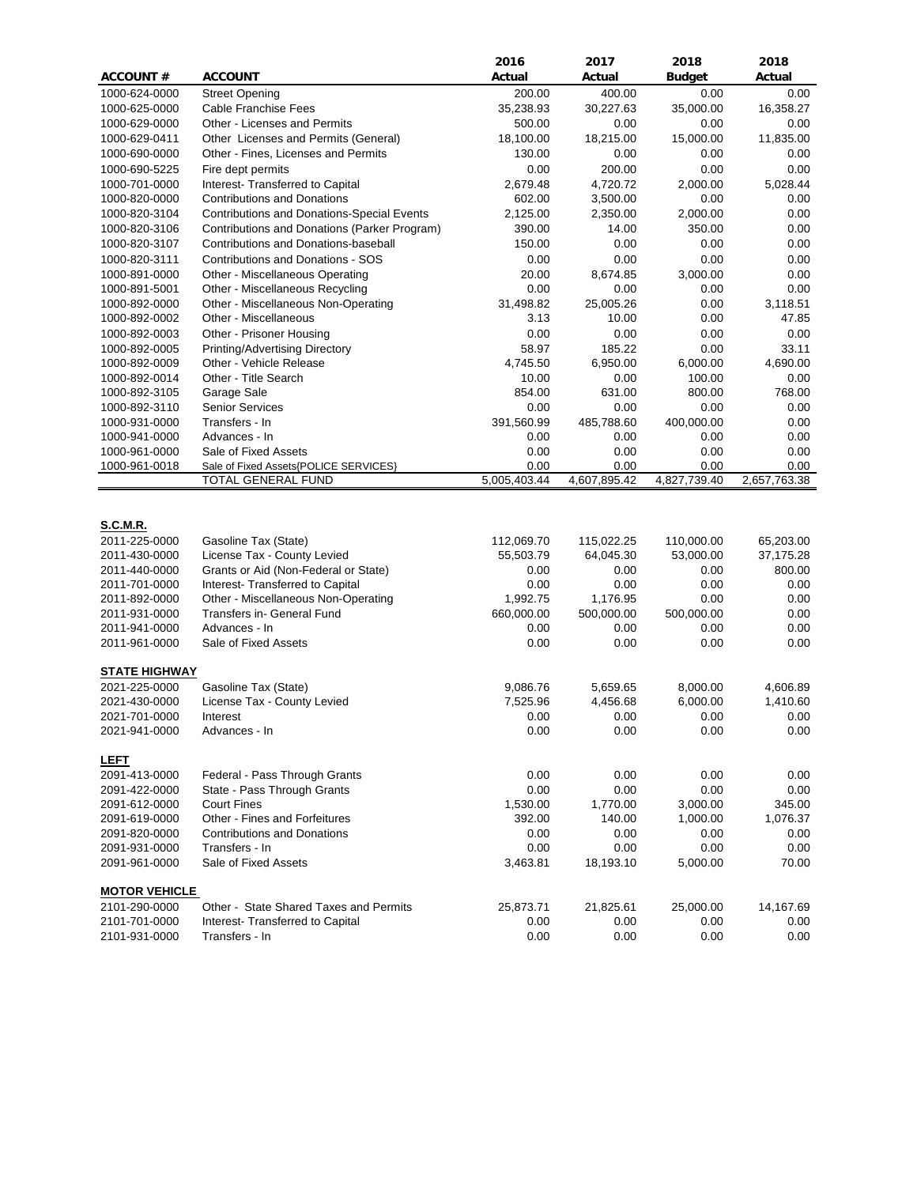| ACCOUNT # | ACCOUNT | 2016 Actual | 2017 Actual | 2018 Budget | 2018 Actual |
|---|---|---|---|---|---|
| 1000-624-0000 | Street Opening | 200.00 | 400.00 | 0.00 | 0.00 |
| 1000-625-0000 | Cable Franchise Fees | 35,238.93 | 30,227.63 | 35,000.00 | 16,358.27 |
| 1000-629-0000 | Other - Licenses and Permits | 500.00 | 0.00 | 0.00 | 0.00 |
| 1000-629-0411 | Other Licenses and Permits (General) | 18,100.00 | 18,215.00 | 15,000.00 | 11,835.00 |
| 1000-690-0000 | Other - Fines, Licenses and Permits | 130.00 | 0.00 | 0.00 | 0.00 |
| 1000-690-5225 | Fire dept permits | 0.00 | 200.00 | 0.00 | 0.00 |
| 1000-701-0000 | Interest- Transferred to Capital | 2,679.48 | 4,720.72 | 2,000.00 | 5,028.44 |
| 1000-820-0000 | Contributions and Donations | 602.00 | 3,500.00 | 0.00 | 0.00 |
| 1000-820-3104 | Contributions and Donations-Special Events | 2,125.00 | 2,350.00 | 2,000.00 | 0.00 |
| 1000-820-3106 | Contributions and Donations (Parker Program) | 390.00 | 14.00 | 350.00 | 0.00 |
| 1000-820-3107 | Contributions and Donations-baseball | 150.00 | 0.00 | 0.00 | 0.00 |
| 1000-820-3111 | Contributions and Donations - SOS | 0.00 | 0.00 | 0.00 | 0.00 |
| 1000-891-0000 | Other - Miscellaneous Operating | 20.00 | 8,674.85 | 3,000.00 | 0.00 |
| 1000-891-5001 | Other - Miscellaneous Recycling | 0.00 | 0.00 | 0.00 | 0.00 |
| 1000-892-0000 | Other - Miscellaneous Non-Operating | 31,498.82 | 25,005.26 | 0.00 | 3,118.51 |
| 1000-892-0002 | Other - Miscellaneous | 3.13 | 10.00 | 0.00 | 47.85 |
| 1000-892-0003 | Other - Prisoner Housing | 0.00 | 0.00 | 0.00 | 0.00 |
| 1000-892-0005 | Printing/Advertising Directory | 58.97 | 185.22 | 0.00 | 33.11 |
| 1000-892-0009 | Other - Vehicle Release | 4,745.50 | 6,950.00 | 6,000.00 | 4,690.00 |
| 1000-892-0014 | Other - Title Search | 10.00 | 0.00 | 100.00 | 0.00 |
| 1000-892-3105 | Garage Sale | 854.00 | 631.00 | 800.00 | 768.00 |
| 1000-892-3110 | Senior Services | 0.00 | 0.00 | 0.00 | 0.00 |
| 1000-931-0000 | Transfers - In | 391,560.99 | 485,788.60 | 400,000.00 | 0.00 |
| 1000-941-0000 | Advances - In | 0.00 | 0.00 | 0.00 | 0.00 |
| 1000-961-0000 | Sale of Fixed Assets | 0.00 | 0.00 | 0.00 | 0.00 |
| 1000-961-0018 | Sale of Fixed Assets{POLICE SERVICES} | 0.00 | 0.00 | 0.00 | 0.00 |
| | TOTAL GENERAL FUND | 5,005,403.44 | 4,607,895.42 | 4,827,739.40 | 2,657,763.38 |

| | | | | | |
|---|---|---|---|---|---|
| **S.C.M.R.** | | | | | |
| 2011-225-0000 | Gasoline Tax (State) | 112,069.70 | 115,022.25 | 110,000.00 | 65,203.00 |
| 2011-430-0000 | License Tax - County Levied | 55,503.79 | 64,045.30 | 53,000.00 | 37,175.28 |
| 2011-440-0000 | Grants or Aid (Non-Federal or State) | 0.00 | 0.00 | 0.00 | 800.00 |
| 2011-701-0000 | Interest- Transferred to Capital | 0.00 | 0.00 | 0.00 | 0.00 |
| 2011-892-0000 | Other - Miscellaneous Non-Operating | 1,992.75 | 1,176.95 | 0.00 | 0.00 |
| 2011-931-0000 | Transfers in- General Fund | 660,000.00 | 500,000.00 | 500,000.00 | 0.00 |
| 2011-941-0000 | Advances - In | 0.00 | 0.00 | 0.00 | 0.00 |
| 2011-961-0000 | Sale of Fixed Assets | 0.00 | 0.00 | 0.00 | 0.00 |
| **STATE HIGHWAY** | | | | | |
| 2021-225-0000 | Gasoline Tax (State) | 9,086.76 | 5,659.65 | 8,000.00 | 4,606.89 |
| 2021-430-0000 | License Tax - County Levied | 7,525.96 | 4,456.68 | 6,000.00 | 1,410.60 |
| 2021-701-0000 | Interest | 0.00 | 0.00 | 0.00 | 0.00 |
| 2021-941-0000 | Advances - In | 0.00 | 0.00 | 0.00 | 0.00 |
| **LEFT** | | | | | |
| 2091-413-0000 | Federal - Pass Through Grants | 0.00 | 0.00 | 0.00 | 0.00 |
| 2091-422-0000 | State - Pass Through Grants | 0.00 | 0.00 | 0.00 | 0.00 |
| 2091-612-0000 | Court Fines | 1,530.00 | 1,770.00 | 3,000.00 | 345.00 |
| 2091-619-0000 | Other - Fines and Forfeitures | 392.00 | 140.00 | 1,000.00 | 1,076.37 |
| 2091-820-0000 | Contributions and Donations | 0.00 | 0.00 | 0.00 | 0.00 |
| 2091-931-0000 | Transfers - In | 0.00 | 0.00 | 0.00 | 0.00 |
| 2091-961-0000 | Sale of Fixed Assets | 3,463.81 | 18,193.10 | 5,000.00 | 70.00 |
| **MOTOR VEHICLE** | | | | | |
| 2101-290-0000 | Other - State Shared Taxes and Permits | 25,873.71 | 21,825.61 | 25,000.00 | 14,167.69 |
| 2101-701-0000 | Interest- Transferred to Capital | 0.00 | 0.00 | 0.00 | 0.00 |
| 2101-931-0000 | Transfers - In | 0.00 | 0.00 | 0.00 | 0.00 |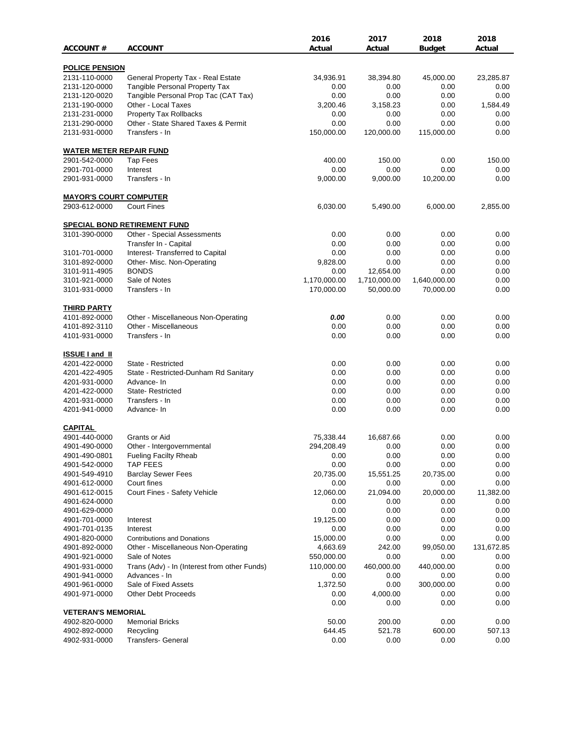| ACCOUNT # | ACCOUNT | 2016 Actual | 2017 Actual | 2018 Budget | 2018 Actual |
|---|---|---|---|---|---|
| **POLICE PENSION** | | | | | |
| 2131-110-0000 | General Property Tax - Real Estate | 34,936.91 | 38,394.80 | 45,000.00 | 23,285.87 |
| 2131-120-0000 | Tangible Personal Property Tax | 0.00 | 0.00 | 0.00 | 0.00 |
| 2131-120-0020 | Tangible Personal Prop Tac (CAT Tax) | 0.00 | 0.00 | 0.00 | 0.00 |
| 2131-190-0000 | Other - Local Taxes | 3,200.46 | 3,158.23 | 0.00 | 1,584.49 |
| 2131-231-0000 | Property Tax Rollbacks | 0.00 | 0.00 | 0.00 | 0.00 |
| 2131-290-0000 | Other - State Shared Taxes & Permit | 0.00 | 0.00 | 0.00 | 0.00 |
| 2131-931-0000 | Transfers - In | 150,000.00 | 120,000.00 | 115,000.00 | 0.00 |
| **WATER METER REPAIR FUND** | | | | | |
| 2901-542-0000 | Tap Fees | 400.00 | 150.00 | 0.00 | 150.00 |
| 2901-701-0000 | Interest | 0.00 | 0.00 | 0.00 | 0.00 |
| 2901-931-0000 | Transfers - In | 9,000.00 | 9,000.00 | 10,200.00 | 0.00 |
| **MAYOR'S COURT COMPUTER** | | | | | |
| 2903-612-0000 | Court Fines | 6,030.00 | 5,490.00 | 6,000.00 | 2,855.00 |
| **SPECIAL BOND RETIREMENT FUND** | | | | | |
| 3101-390-0000 | Other - Special Assessments | 0.00 | 0.00 | 0.00 | 0.00 |
| | Transfer In - Capital | 0.00 | 0.00 | 0.00 | 0.00 |
| 3101-701-0000 | Interest- Transferred to Capital | 0.00 | 0.00 | 0.00 | 0.00 |
| 3101-892-0000 | Other- Misc. Non-Operating | 9,828.00 | 0.00 | 0.00 | 0.00 |
| 3101-911-4905 | BONDS | 0.00 | 12,654.00 | 0.00 | 0.00 |
| 3101-921-0000 | Sale of Notes | 1,170,000.00 | 1,710,000.00 | 1,640,000.00 | 0.00 |
| 3101-931-0000 | Transfers - In | 170,000.00 | 50,000.00 | 70,000.00 | 0.00 |
| **THIRD PARTY** | | | | | |
| 4101-892-0000 | Other - Miscellaneous Non-Operating | ***0.00*** | 0.00 | 0.00 | 0.00 |
| 4101-892-3110 | Other - Miscellaneous | 0.00 | 0.00 | 0.00 | 0.00 |
| 4101-931-0000 | Transfers - In | 0.00 | 0.00 | 0.00 | 0.00 |
| **ISSUE I and II** | | | | | |
| 4201-422-0000 | State - Restricted | 0.00 | 0.00 | 0.00 | 0.00 |
| 4201-422-4905 | State - Restricted-Dunham Rd Sanitary | 0.00 | 0.00 | 0.00 | 0.00 |
| 4201-931-0000 | Advance- In | 0.00 | 0.00 | 0.00 | 0.00 |
| 4201-422-0000 | State- Restricted | 0.00 | 0.00 | 0.00 | 0.00 |
| 4201-931-0000 | Transfers - In | 0.00 | 0.00 | 0.00 | 0.00 |
| 4201-941-0000 | Advance- In | 0.00 | 0.00 | 0.00 | 0.00 |
| **CAPITAL** | | | | | |
| 4901-440-0000 | Grants or Aid | 75,338.44 | 16,687.66 | 0.00 | 0.00 |
| 4901-490-0000 | Other - Intergovernmental | 294,208.49 | 0.00 | 0.00 | 0.00 |
| 4901-490-0801 | Fueling Facilty Rheab | 0.00 | 0.00 | 0.00 | 0.00 |
| 4901-542-0000 | TAP FEES | 0.00 | 0.00 | 0.00 | 0.00 |
| 4901-549-4910 | Barclay Sewer Fees | 20,735.00 | 15,551.25 | 20,735.00 | 0.00 |
| 4901-612-0000 | Court fines | 0.00 | 0.00 | 0.00 | 0.00 |
| 4901-612-0015 | Court Fines - Safety Vehicle | 12,060.00 | 21,094.00 | 20,000.00 | 11,382.00 |
| 4901-624-0000 | | 0.00 | 0.00 | 0.00 | 0.00 |
| 4901-629-0000 | | 0.00 | 0.00 | 0.00 | 0.00 |
| 4901-701-0000 | Interest | 19,125.00 | 0.00 | 0.00 | 0.00 |
| 4901-701-0135 | Interest | 0.00 | 0.00 | 0.00 | 0.00 |
| 4901-820-0000 | Contributions and Donations | 15,000.00 | 0.00 | 0.00 | 0.00 |
| 4901-892-0000 | Other - Miscellaneous Non-Operating | 4,663.69 | 242.00 | 99,050.00 | 131,672.85 |
| 4901-921-0000 | Sale of Notes | 550,000.00 | 0.00 | 0.00 | 0.00 |
| 4901-931-0000 | Trans (Adv) - In (Interest from other Funds) | 110,000.00 | 460,000.00 | 440,000.00 | 0.00 |
| 4901-941-0000 | Advances - In | 0.00 | 0.00 | 0.00 | 0.00 |
| 4901-961-0000 | Sale of Fixed Assets | 1,372.50 | 0.00 | 300,000.00 | 0.00 |
| 4901-971-0000 | Other Debt Proceeds | 0.00 | 4,000.00 | 0.00 | 0.00 |
| | | 0.00 | 0.00 | 0.00 | 0.00 |
| **VETERAN'S MEMORIAL** | | | | | |
| 4902-820-0000 | Memorial Bricks | 50.00 | 200.00 | 0.00 | 0.00 |
| 4902-892-0000 | Recycling | 644.45 | 521.78 | 600.00 | 507.13 |
| 4902-931-0000 | Transfers- General | 0.00 | 0.00 | 0.00 | 0.00 |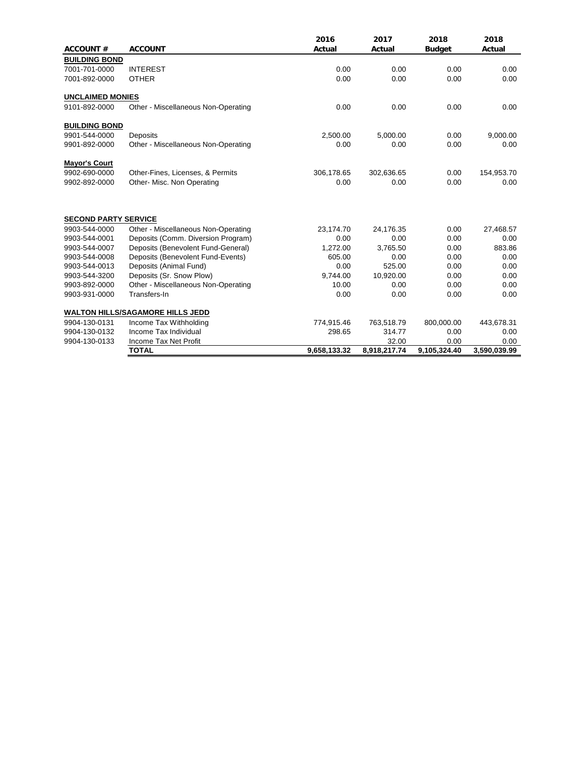| ACCOUNT # | ACCOUNT | 2016 Actual | 2017 Actual | 2018 Budget | 2018 Actual |
|---|---|---|---|---|---|
| **BUILDING BOND** | | | | | |
| 7001-701-0000 | INTEREST | 0.00 | 0.00 | 0.00 | 0.00 |
| 7001-892-0000 | OTHER | 0.00 | 0.00 | 0.00 | 0.00 |
| **UNCLAIMED MONIES** | | | | | |
| 9101-892-0000 | Other - Miscellaneous Non-Operating | 0.00 | 0.00 | 0.00 | 0.00 |
| **BUILDING BOND** | | | | | |
| 9901-544-0000 | Deposits | 2,500.00 | 5,000.00 | 0.00 | 9,000.00 |
| 9901-892-0000 | Other - Miscellaneous Non-Operating | 0.00 | 0.00 | 0.00 | 0.00 |
| **Mayor's Court** | | | | | |
| 9902-690-0000 | Other-Fines, Licenses, & Permits | 306,178.65 | 302,636.65 | 0.00 | 154,953.70 |
| 9902-892-0000 | Other- Misc. Non Operating | 0.00 | 0.00 | 0.00 | 0.00 |
| **SECOND PARTY SERVICE** | | | | | |
| 9903-544-0000 | Other - Miscellaneous Non-Operating | 23,174.70 | 24,176.35 | 0.00 | 27,468.57 |
| 9903-544-0001 | Deposits (Comm. Diversion Program) | 0.00 | 0.00 | 0.00 | 0.00 |
| 9903-544-0007 | Deposits (Benevolent Fund-General) | 1,272.00 | 3,765.50 | 0.00 | 883.86 |
| 9903-544-0008 | Deposits (Benevolent Fund-Events) | 605.00 | 0.00 | 0.00 | 0.00 |
| 9903-544-0013 | Deposits (Animal Fund) | 0.00 | 525.00 | 0.00 | 0.00 |
| 9903-544-3200 | Deposits (Sr. Snow Plow) | 9,744.00 | 10,920.00 | 0.00 | 0.00 |
| 9903-892-0000 | Other - Miscellaneous Non-Operating | 10.00 | 0.00 | 0.00 | 0.00 |
| 9903-931-0000 | Transfers-In | 0.00 | 0.00 | 0.00 | 0.00 |
| **WALTON HILLS/SAGAMORE HILLS JEDD** | | | | | |
| 9904-130-0131 | Income Tax Withholding | 774,915.46 | 763,518.79 | 800,000.00 | 443,678.31 |
| 9904-130-0132 | Income Tax Individual | 298.65 | 314.77 | 0.00 | 0.00 |
| 9904-130-0133 | Income Tax Net Profit | | 32.00 | 0.00 | 0.00 |
| | **TOTAL** | **9,658,133.32** | **8,918,217.74** | **9,105,324.40** | **3,590,039.99** |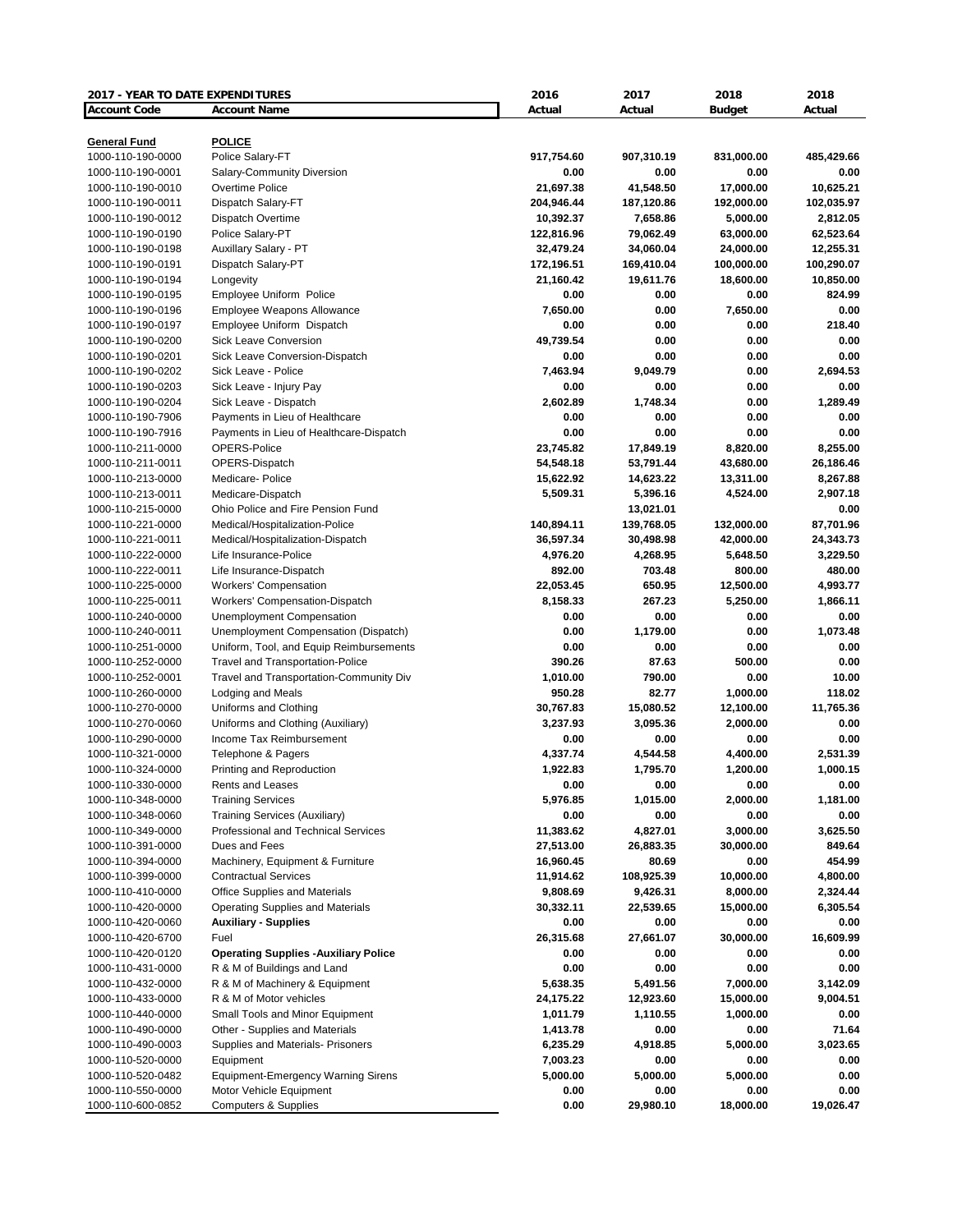| 2017 - YEAR TO DATE EXPENDITURES | | 2016 | 2017 | 2018 | 2018 |
|---|---|---|---|---|---|
| **Account Code** | **Account Name** | **Actual** | **Actual** | **Budget** | **Actual** |
| **General Fund** | **POLICE** | | | | |
| 1000-110-190-0000 | Police Salary-FT | **917,754.60** | **907,310.19** | **831,000.00** | **485,429.66** |
| 1000-110-190-0001 | Salary-Community Diversion | **0.00** | **0.00** | **0.00** | **0.00** |
| 1000-110-190-0010 | Overtime Police | **21,697.38** | **41,548.50** | **17,000.00** | **10,625.21** |
| 1000-110-190-0011 | Dispatch Salary-FT | **204,946.44** | **187,120.86** | **192,000.00** | **102,035.97** |
| 1000-110-190-0012 | Dispatch Overtime | **10,392.37** | **7,658.86** | **5,000.00** | **2,812.05** |
| 1000-110-190-0190 | Police Salary-PT | **122,816.96** | **79,062.49** | **63,000.00** | **62,523.64** |
| 1000-110-190-0198 | Auxillary Salary - PT | **32,479.24** | **34,060.04** | **24,000.00** | **12,255.31** |
| 1000-110-190-0191 | Dispatch Salary-PT | **172,196.51** | **169,410.04** | **100,000.00** | **100,290.07** |
| 1000-110-190-0194 | Longevity | **21,160.42** | **19,611.76** | **18,600.00** | **10,850.00** |
| 1000-110-190-0195 | Employee Uniform Police | **0.00** | **0.00** | **0.00** | **824.99** |
| 1000-110-190-0196 | Employee Weapons Allowance | **7,650.00** | **0.00** | **7,650.00** | **0.00** |
| 1000-110-190-0197 | Employee Uniform Dispatch | **0.00** | **0.00** | **0.00** | **218.40** |
| 1000-110-190-0200 | Sick Leave Conversion | **49,739.54** | **0.00** | **0.00** | **0.00** |
| 1000-110-190-0201 | Sick Leave Conversion-Dispatch | **0.00** | **0.00** | **0.00** | **0.00** |
| 1000-110-190-0202 | Sick Leave - Police | **7,463.94** | **9,049.79** | **0.00** | **2,694.53** |
| 1000-110-190-0203 | Sick Leave - Injury Pay | **0.00** | **0.00** | **0.00** | **0.00** |
| 1000-110-190-0204 | Sick Leave - Dispatch | **2,602.89** | **1,748.34** | **0.00** | **1,289.49** |
| 1000-110-190-7906 | Payments in Lieu of Healthcare | **0.00** | **0.00** | **0.00** | **0.00** |
| 1000-110-190-7916 | Payments in Lieu of Healthcare-Dispatch | **0.00** | **0.00** | **0.00** | **0.00** |
| 1000-110-211-0000 | OPERS-Police | **23,745.82** | **17,849.19** | **8,820.00** | **8,255.00** |
| 1000-110-211-0011 | OPERS-Dispatch | **54,548.18** | **53,791.44** | **43,680.00** | **26,186.46** |
| 1000-110-213-0000 | Medicare- Police | **15,622.92** | **14,623.22** | **13,311.00** | **8,267.88** |
| 1000-110-213-0011 | Medicare-Dispatch | **5,509.31** | **5,396.16** | **4,524.00** | **2,907.18** |
| 1000-110-215-0000 | Ohio Police and Fire Pension Fund | | **13,021.01** | | **0.00** |
| 1000-110-221-0000 | Medical/Hospitalization-Police | **140,894.11** | **139,768.05** | **132,000.00** | **87,701.96** |
| 1000-110-221-0011 | Medical/Hospitalization-Dispatch | **36,597.34** | **30,498.98** | **42,000.00** | **24,343.73** |
| 1000-110-222-0000 | Life Insurance-Police | **4,976.20** | **4,268.95** | **5,648.50** | **3,229.50** |
| 1000-110-222-0011 | Life Insurance-Dispatch | **892.00** | **703.48** | **800.00** | **480.00** |
| 1000-110-225-0000 | Workers' Compensation | **22,053.45** | **650.95** | **12,500.00** | **4,993.77** |
| 1000-110-225-0011 | Workers' Compensation-Dispatch | **8,158.33** | **267.23** | **5,250.00** | **1,866.11** |
| 1000-110-240-0000 | Unemployment Compensation | **0.00** | **0.00** | **0.00** | **0.00** |
| 1000-110-240-0011 | Unemployment Compensation (Dispatch) | **0.00** | **1,179.00** | **0.00** | **1,073.48** |
| 1000-110-251-0000 | Uniform, Tool, and Equip Reimbursements | **0.00** | **0.00** | **0.00** | **0.00** |
| 1000-110-252-0000 | Travel and Transportation-Police | **390.26** | **87.63** | **500.00** | **0.00** |
| 1000-110-252-0001 | Travel and Transportation-Community Div | **1,010.00** | **790.00** | **0.00** | **10.00** |
| 1000-110-260-0000 | Lodging and Meals | **950.28** | **82.77** | **1,000.00** | **118.02** |
| 1000-110-270-0000 | Uniforms and Clothing | **30,767.83** | **15,080.52** | **12,100.00** | **11,765.36** |
| 1000-110-270-0060 | Uniforms and Clothing (Auxiliary) | **3,237.93** | **3,095.36** | **2,000.00** | **0.00** |
| 1000-110-290-0000 | Income Tax Reimbursement | **0.00** | **0.00** | **0.00** | **0.00** |
| 1000-110-321-0000 | Telephone & Pagers | **4,337.74** | **4,544.58** | **4,400.00** | **2,531.39** |
| 1000-110-324-0000 | Printing and Reproduction | **1,922.83** | **1,795.70** | **1,200.00** | **1,000.15** |
| 1000-110-330-0000 | Rents and Leases | **0.00** | **0.00** | **0.00** | **0.00** |
| 1000-110-348-0000 | Training Services | **5,976.85** | **1,015.00** | **2,000.00** | **1,181.00** |
| 1000-110-348-0060 | Training Services (Auxiliary) | **0.00** | **0.00** | **0.00** | **0.00** |
| 1000-110-349-0000 | Professional and Technical Services | **11,383.62** | **4,827.01** | **3,000.00** | **3,625.50** |
| 1000-110-391-0000 | Dues and Fees | **27,513.00** | **26,883.35** | **30,000.00** | **849.64** |
| 1000-110-394-0000 | Machinery, Equipment & Furniture | **16,960.45** | **80.69** | **0.00** | **454.99** |
| 1000-110-399-0000 | Contractual Services | **11,914.62** | **108,925.39** | **10,000.00** | **4,800.00** |
| 1000-110-410-0000 | Office Supplies and Materials | **9,808.69** | **9,426.31** | **8,000.00** | **2,324.44** |
| 1000-110-420-0000 | Operating Supplies and Materials | **30,332.11** | **22,539.65** | **15,000.00** | **6,305.54** |
| 1000-110-420-0060 | **Auxiliary - Supplies** | **0.00** | **0.00** | **0.00** | **0.00** |
| 1000-110-420-6700 | Fuel | **26,315.68** | **27,661.07** | **30,000.00** | **16,609.99** |
| 1000-110-420-0120 | **Operating Supplies -Auxiliary Police** | **0.00** | **0.00** | **0.00** | **0.00** |
| 1000-110-431-0000 | R & M of Buildings and Land | **0.00** | **0.00** | **0.00** | **0.00** |
| 1000-110-432-0000 | R & M of Machinery & Equipment | **5,638.35** | **5,491.56** | **7,000.00** | **3,142.09** |
| 1000-110-433-0000 | R & M of Motor vehicles | **24,175.22** | **12,923.60** | **15,000.00** | **9,004.51** |
| 1000-110-440-0000 | Small Tools and Minor Equipment | **1,011.79** | **1,110.55** | **1,000.00** | **0.00** |
| 1000-110-490-0000 | Other - Supplies and Materials | **1,413.78** | **0.00** | **0.00** | **71.64** |
| 1000-110-490-0003 | Supplies and Materials- Prisoners | **6,235.29** | **4,918.85** | **5,000.00** | **3,023.65** |
| 1000-110-520-0000 | Equipment | **7,003.23** | **0.00** | **0.00** | **0.00** |
| 1000-110-520-0482 | Equipment-Emergency Warning Sirens | **5,000.00** | **5,000.00** | **5,000.00** | **0.00** |
| 1000-110-550-0000 | Motor Vehicle Equipment | **0.00** | **0.00** | **0.00** | **0.00** |
| 1000-110-600-0852 | Computers & Supplies | **0.00** | **29,980.10** | **18,000.00** | **19,026.47** |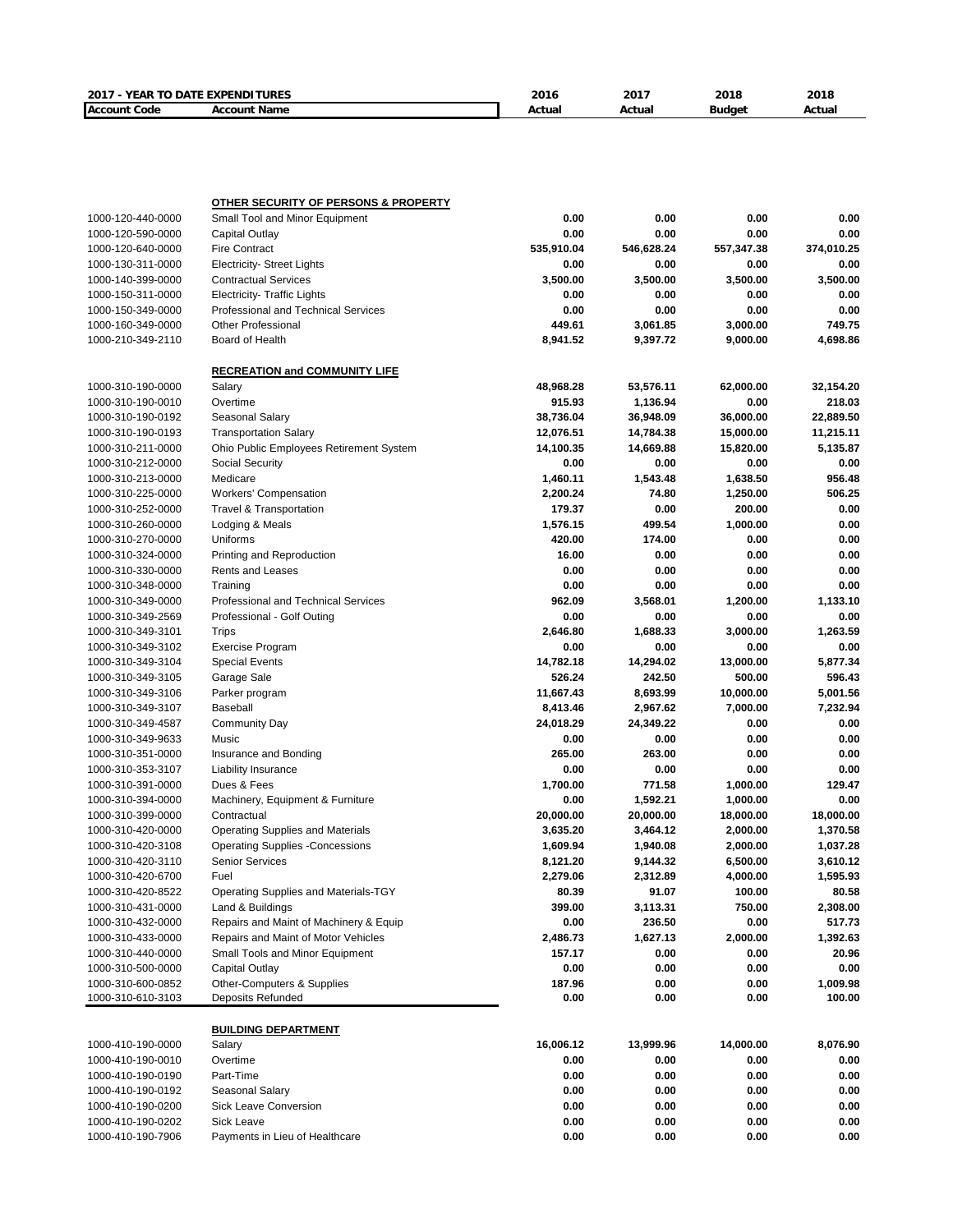| 2017 - YEAR TO DATE EXPENDITURES | | 2016 | 2017 | 2018 | 2018 |
|---|---|---|---|---|---|
| **Account Code** | **Account Name** | **Actual** | **Actual** | **Budget** | **Actual** |
| | **OTHER SECURITY OF PERSONS & PROPERTY** | | | | |
| 1000-120-440-0000 | Small Tool and Minor Equipment | 0.00 | 0.00 | 0.00 | 0.00 |
| 1000-120-590-0000 | Capital Outlay | 0.00 | 0.00 | 0.00 | 0.00 |
| 1000-120-640-0000 | Fire Contract | 535,910.04 | 546,628.24 | 557,347.38 | 374,010.25 |
| 1000-130-311-0000 | Electricity- Street Lights | 0.00 | 0.00 | 0.00 | 0.00 |
| 1000-140-399-0000 | Contractual Services | 3,500.00 | 3,500.00 | 3,500.00 | 3,500.00 |
| 1000-150-311-0000 | Electricity- Traffic Lights | 0.00 | 0.00 | 0.00 | 0.00 |
| 1000-150-349-0000 | Professional and Technical Services | 0.00 | 0.00 | 0.00 | 0.00 |
| 1000-160-349-0000 | Other Professional | 449.61 | 3,061.85 | 3,000.00 | 749.75 |
| 1000-210-349-2110 | Board of Health | 8,941.52 | 9,397.72 | 9,000.00 | 4,698.86 |
| | **RECREATION and COMMUNITY LIFE** | | | | |
| 1000-310-190-0000 | Salary | 48,968.28 | 53,576.11 | 62,000.00 | 32,154.20 |
| 1000-310-190-0010 | Overtime | 915.93 | 1,136.94 | 0.00 | 218.03 |
| 1000-310-190-0192 | Seasonal Salary | 38,736.04 | 36,948.09 | 36,000.00 | 22,889.50 |
| 1000-310-190-0193 | Transportation Salary | 12,076.51 | 14,784.38 | 15,000.00 | 11,215.11 |
| 1000-310-211-0000 | Ohio Public Employees Retirement System | 14,100.35 | 14,669.88 | 15,820.00 | 5,135.87 |
| 1000-310-212-0000 | Social Security | 0.00 | 0.00 | 0.00 | 0.00 |
| 1000-310-213-0000 | Medicare | 1,460.11 | 1,543.48 | 1,638.50 | 956.48 |
| 1000-310-225-0000 | Workers' Compensation | 2,200.24 | 74.80 | 1,250.00 | 506.25 |
| 1000-310-252-0000 | Travel & Transportation | 179.37 | 0.00 | 200.00 | 0.00 |
| 1000-310-260-0000 | Lodging & Meals | 1,576.15 | 499.54 | 1,000.00 | 0.00 |
| 1000-310-270-0000 | Uniforms | 420.00 | 174.00 | 0.00 | 0.00 |
| 1000-310-324-0000 | Printing and Reproduction | 16.00 | 0.00 | 0.00 | 0.00 |
| 1000-310-330-0000 | Rents and Leases | 0.00 | 0.00 | 0.00 | 0.00 |
| 1000-310-348-0000 | Training | 0.00 | 0.00 | 0.00 | 0.00 |
| 1000-310-349-0000 | Professional and Technical Services | 962.09 | 3,568.01 | 1,200.00 | 1,133.10 |
| 1000-310-349-2569 | Professional - Golf Outing | 0.00 | 0.00 | 0.00 | 0.00 |
| 1000-310-349-3101 | Trips | 2,646.80 | 1,688.33 | 3,000.00 | 1,263.59 |
| 1000-310-349-3102 | Exercise Program | 0.00 | 0.00 | 0.00 | 0.00 |
| 1000-310-349-3104 | Special Events | 14,782.18 | 14,294.02 | 13,000.00 | 5,877.34 |
| 1000-310-349-3105 | Garage Sale | 526.24 | 242.50 | 500.00 | 596.43 |
| 1000-310-349-3106 | Parker program | 11,667.43 | 8,693.99 | 10,000.00 | 5,001.56 |
| 1000-310-349-3107 | Baseball | 8,413.46 | 2,967.62 | 7,000.00 | 7,232.94 |
| 1000-310-349-4587 | Community Day | 24,018.29 | 24,349.22 | 0.00 | 0.00 |
| 1000-310-349-9633 | Music | 0.00 | 0.00 | 0.00 | 0.00 |
| 1000-310-351-0000 | Insurance and Bonding | 265.00 | 263.00 | 0.00 | 0.00 |
| 1000-310-353-3107 | Liability Insurance | 0.00 | 0.00 | 0.00 | 0.00 |
| 1000-310-391-0000 | Dues & Fees | 1,700.00 | 771.58 | 1,000.00 | 129.47 |
| 1000-310-394-0000 | Machinery, Equipment & Furniture | 0.00 | 1,592.21 | 1,000.00 | 0.00 |
| 1000-310-399-0000 | Contractual | 20,000.00 | 20,000.00 | 18,000.00 | 18,000.00 |
| 1000-310-420-0000 | Operating Supplies and Materials | 3,635.20 | 3,464.12 | 2,000.00 | 1,370.58 |
| 1000-310-420-3108 | Operating Supplies -Concessions | 1,609.94 | 1,940.08 | 2,000.00 | 1,037.28 |
| 1000-310-420-3110 | Senior Services | 8,121.20 | 9,144.32 | 6,500.00 | 3,610.12 |
| 1000-310-420-6700 | Fuel | 2,279.06 | 2,312.89 | 4,000.00 | 1,595.93 |
| 1000-310-420-8522 | Operating Supplies and Materials-TGY | 80.39 | 91.07 | 100.00 | 80.58 |
| 1000-310-431-0000 | Land & Buildings | 399.00 | 3,113.31 | 750.00 | 2,308.00 |
| 1000-310-432-0000 | Repairs and Maint of Machinery & Equip | 0.00 | 236.50 | 0.00 | 517.73 |
| 1000-310-433-0000 | Repairs and Maint of Motor Vehicles | 2,486.73 | 1,627.13 | 2,000.00 | 1,392.63 |
| 1000-310-440-0000 | Small Tools and Minor Equipment | 157.17 | 0.00 | 0.00 | 20.96 |
| 1000-310-500-0000 | Capital Outlay | 0.00 | 0.00 | 0.00 | 0.00 |
| 1000-310-600-0852 | Other-Computers & Supplies | 187.96 | 0.00 | 0.00 | 1,009.98 |
| 1000-310-610-3103 | Deposits Refunded | 0.00 | 0.00 | 0.00 | 100.00 |
| | **BUILDING DEPARTMENT** | | | | |
| 1000-410-190-0000 | Salary | 16,006.12 | 13,999.96 | 14,000.00 | 8,076.90 |
| 1000-410-190-0010 | Overtime | 0.00 | 0.00 | 0.00 | 0.00 |
| 1000-410-190-0190 | Part-Time | 0.00 | 0.00 | 0.00 | 0.00 |
| 1000-410-190-0192 | Seasonal Salary | 0.00 | 0.00 | 0.00 | 0.00 |
| 1000-410-190-0200 | Sick Leave Conversion | 0.00 | 0.00 | 0.00 | 0.00 |
| 1000-410-190-0202 | Sick Leave | 0.00 | 0.00 | 0.00 | 0.00 |
| 1000-410-190-7906 | Payments in Lieu of Healthcare | 0.00 | 0.00 | 0.00 | 0.00 |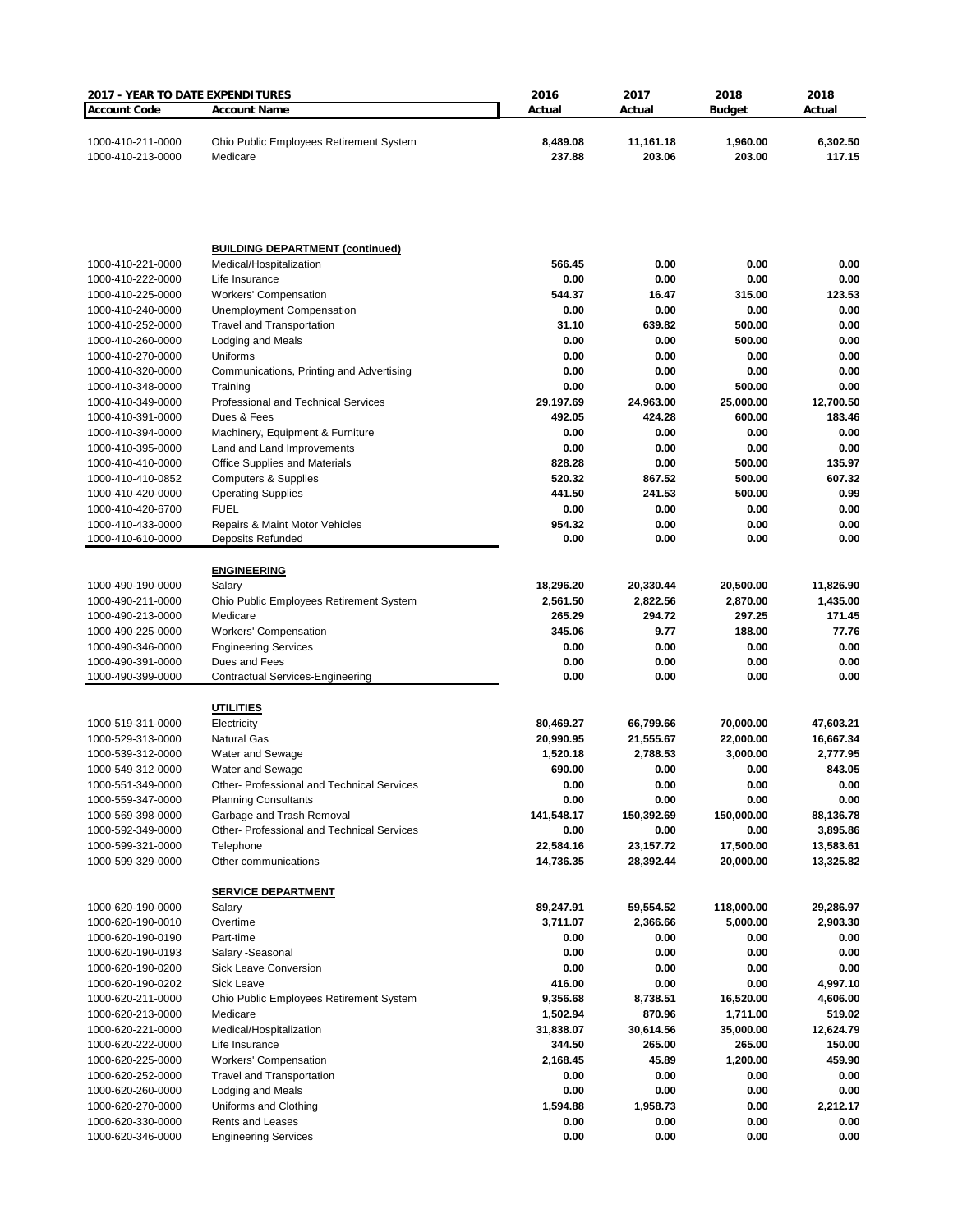| 2017 - YEAR TO DATE EXPENDITURES | | 2016 | 2017 | 2018 | 2018 |
|---|---|---|---|---|---|
| **Account Code** | **Account Name** | **Actual** | **Actual** | **Budget** | **Actual** |
| 1000-410-211-0000 | Ohio Public Employees Retirement System | 8,489.08 | 11,161.18 | 1,960.00 | 6,302.50 |
| 1000-410-213-0000 | Medicare | 237.88 | 203.06 | 203.00 | 117.15 |
| | **BUILDING DEPARTMENT (continued)** | | | | |
| 1000-410-221-0000 | Medical/Hospitalization | 566.45 | 0.00 | 0.00 | 0.00 |
| 1000-410-222-0000 | Life Insurance | 0.00 | 0.00 | 0.00 | 0.00 |
| 1000-410-225-0000 | Workers' Compensation | 544.37 | 16.47 | 315.00 | 123.53 |
| 1000-410-240-0000 | Unemployment Compensation | 0.00 | 0.00 | 0.00 | 0.00 |
| 1000-410-252-0000 | Travel and Transportation | 31.10 | 639.82 | 500.00 | 0.00 |
| 1000-410-260-0000 | Lodging and Meals | 0.00 | 0.00 | 500.00 | 0.00 |
| 1000-410-270-0000 | Uniforms | 0.00 | 0.00 | 0.00 | 0.00 |
| 1000-410-320-0000 | Communications, Printing and Advertising | 0.00 | 0.00 | 0.00 | 0.00 |
| 1000-410-348-0000 | Training | 0.00 | 0.00 | 500.00 | 0.00 |
| 1000-410-349-0000 | Professional and Technical Services | 29,197.69 | 24,963.00 | 25,000.00 | 12,700.50 |
| 1000-410-391-0000 | Dues & Fees | 492.05 | 424.28 | 600.00 | 183.46 |
| 1000-410-394-0000 | Machinery, Equipment & Furniture | 0.00 | 0.00 | 0.00 | 0.00 |
| 1000-410-395-0000 | Land and Land Improvements | 0.00 | 0.00 | 0.00 | 0.00 |
| 1000-410-410-0000 | Office Supplies and Materials | 828.28 | 0.00 | 500.00 | 135.97 |
| 1000-410-410-0852 | Computers & Supplies | 520.32 | 867.52 | 500.00 | 607.32 |
| 1000-410-420-0000 | Operating Supplies | 441.50 | 241.53 | 500.00 | 0.99 |
| 1000-410-420-6700 | FUEL | 0.00 | 0.00 | 0.00 | 0.00 |
| 1000-410-433-0000 | Repairs & Maint Motor Vehicles | 954.32 | 0.00 | 0.00 | 0.00 |
| 1000-410-610-0000 | Deposits Refunded | 0.00 | 0.00 | 0.00 | 0.00 |
| | **ENGINEERING** | | | | |
| 1000-490-190-0000 | Salary | 18,296.20 | 20,330.44 | 20,500.00 | 11,826.90 |
| 1000-490-211-0000 | Ohio Public Employees Retirement System | 2,561.50 | 2,822.56 | 2,870.00 | 1,435.00 |
| 1000-490-213-0000 | Medicare | 265.29 | 294.72 | 297.25 | 171.45 |
| 1000-490-225-0000 | Workers' Compensation | 345.06 | 9.77 | 188.00 | 77.76 |
| 1000-490-346-0000 | Engineering Services | 0.00 | 0.00 | 0.00 | 0.00 |
| 1000-490-391-0000 | Dues and Fees | 0.00 | 0.00 | 0.00 | 0.00 |
| 1000-490-399-0000 | Contractual Services-Engineering | 0.00 | 0.00 | 0.00 | 0.00 |
| | **UTILITIES** | | | | |
| 1000-519-311-0000 | Electricity | 80,469.27 | 66,799.66 | 70,000.00 | 47,603.21 |
| 1000-529-313-0000 | Natural Gas | 20,990.95 | 21,555.67 | 22,000.00 | 16,667.34 |
| 1000-539-312-0000 | Water and Sewage | 1,520.18 | 2,788.53 | 3,000.00 | 2,777.95 |
| 1000-549-312-0000 | Water and Sewage | 690.00 | 0.00 | 0.00 | 843.05 |
| 1000-551-349-0000 | Other- Professional and Technical Services | 0.00 | 0.00 | 0.00 | 0.00 |
| 1000-559-347-0000 | Planning Consultants | 0.00 | 0.00 | 0.00 | 0.00 |
| 1000-569-398-0000 | Garbage and Trash Removal | 141,548.17 | 150,392.69 | 150,000.00 | 88,136.78 |
| 1000-592-349-0000 | Other- Professional and Technical Services | 0.00 | 0.00 | 0.00 | 3,895.86 |
| 1000-599-321-0000 | Telephone | 22,584.16 | 23,157.72 | 17,500.00 | 13,583.61 |
| 1000-599-329-0000 | Other communications | 14,736.35 | 28,392.44 | 20,000.00 | 13,325.82 |
| | **SERVICE DEPARTMENT** | | | | |
| 1000-620-190-0000 | Salary | 89,247.91 | 59,554.52 | 118,000.00 | 29,286.97 |
| 1000-620-190-0010 | Overtime | 3,711.07 | 2,366.66 | 5,000.00 | 2,903.30 |
| 1000-620-190-0190 | Part-time | 0.00 | 0.00 | 0.00 | 0.00 |
| 1000-620-190-0193 | Salary -Seasonal | 0.00 | 0.00 | 0.00 | 0.00 |
| 1000-620-190-0200 | Sick Leave Conversion | 0.00 | 0.00 | 0.00 | 0.00 |
| 1000-620-190-0202 | Sick Leave | 416.00 | 0.00 | 0.00 | 4,997.10 |
| 1000-620-211-0000 | Ohio Public Employees Retirement System | 9,356.68 | 8,738.51 | 16,520.00 | 4,606.00 |
| 1000-620-213-0000 | Medicare | 1,502.94 | 870.96 | 1,711.00 | 519.02 |
| 1000-620-221-0000 | Medical/Hospitalization | 31,838.07 | 30,614.56 | 35,000.00 | 12,624.79 |
| 1000-620-222-0000 | Life Insurance | 344.50 | 265.00 | 265.00 | 150.00 |
| 1000-620-225-0000 | Workers' Compensation | 2,168.45 | 45.89 | 1,200.00 | 459.90 |
| 1000-620-252-0000 | Travel and Transportation | 0.00 | 0.00 | 0.00 | 0.00 |
| 1000-620-260-0000 | Lodging and Meals | 0.00 | 0.00 | 0.00 | 0.00 |
| 1000-620-270-0000 | Uniforms and Clothing | 1,594.88 | 1,958.73 | 0.00 | 2,212.17 |
| 1000-620-330-0000 | Rents and Leases | 0.00 | 0.00 | 0.00 | 0.00 |
| 1000-620-346-0000 | Engineering Services | 0.00 | 0.00 | 0.00 | 0.00 |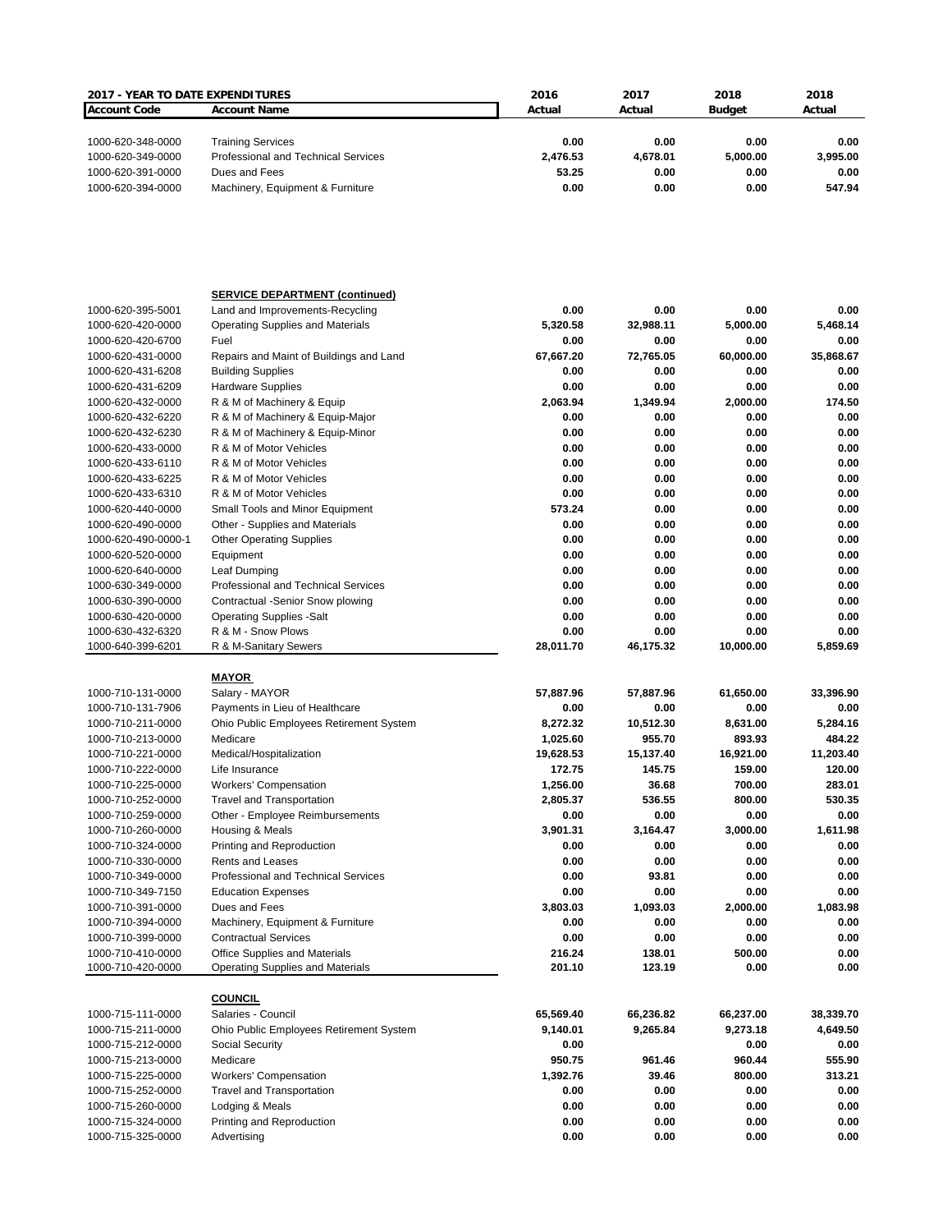| 2017 - YEAR TO DATE EXPENDITURES | | 2016 | 2017 | 2018 | 2018 |
|---|---|---|---|---|---|
| **Account Code** | **Account Name** | **Actual** | **Actual** | **Budget** | **Actual** |
| 1000-620-348-0000 | Training Services | **0.00** | **0.00** | **0.00** | **0.00** |
| 1000-620-349-0000 | Professional and Technical Services | **2,476.53** | **4,678.01** | **5,000.00** | **3,995.00** |
| 1000-620-391-0000 | Dues and Fees | **53.25** | **0.00** | **0.00** | **0.00** |
| 1000-620-394-0000 | Machinery, Equipment & Furniture | **0.00** | **0.00** | **0.00** | **547.94** |
| | **SERVICE DEPARTMENT (continued)** | | | | |
| 1000-620-395-5001 | Land and Improvements-Recycling | **0.00** | **0.00** | **0.00** | **0.00** |
| 1000-620-420-0000 | Operating Supplies and Materials | **5,320.58** | **32,988.11** | **5,000.00** | **5,468.14** |
| 1000-620-420-6700 | Fuel | **0.00** | **0.00** | **0.00** | **0.00** |
| 1000-620-431-0000 | Repairs and Maint of Buildings and Land | **67,667.20** | **72,765.05** | **60,000.00** | **35,868.67** |
| 1000-620-431-6208 | Building Supplies | **0.00** | **0.00** | **0.00** | **0.00** |
| 1000-620-431-6209 | Hardware Supplies | **0.00** | **0.00** | **0.00** | **0.00** |
| 1000-620-432-0000 | R & M of Machinery & Equip | **2,063.94** | **1,349.94** | **2,000.00** | **174.50** |
| 1000-620-432-6220 | R & M of Machinery & Equip-Major | **0.00** | **0.00** | **0.00** | **0.00** |
| 1000-620-432-6230 | R & M of Machinery & Equip-Minor | **0.00** | **0.00** | **0.00** | **0.00** |
| 1000-620-433-0000 | R & M of Motor Vehicles | **0.00** | **0.00** | **0.00** | **0.00** |
| 1000-620-433-6110 | R & M of Motor Vehicles | **0.00** | **0.00** | **0.00** | **0.00** |
| 1000-620-433-6225 | R & M of Motor Vehicles | **0.00** | **0.00** | **0.00** | **0.00** |
| 1000-620-433-6310 | R & M of Motor Vehicles | **0.00** | **0.00** | **0.00** | **0.00** |
| 1000-620-440-0000 | Small Tools and Minor Equipment | **573.24** | **0.00** | **0.00** | **0.00** |
| 1000-620-490-0000 | Other - Supplies and Materials | **0.00** | **0.00** | **0.00** | **0.00** |
| 1000-620-490-0000-1 | Other Operating Supplies | **0.00** | **0.00** | **0.00** | **0.00** |
| 1000-620-520-0000 | Equipment | **0.00** | **0.00** | **0.00** | **0.00** |
| 1000-620-640-0000 | Leaf Dumping | **0.00** | **0.00** | **0.00** | **0.00** |
| 1000-630-349-0000 | Professional and Technical Services | **0.00** | **0.00** | **0.00** | **0.00** |
| 1000-630-390-0000 | Contractual -Senior Snow plowing | **0.00** | **0.00** | **0.00** | **0.00** |
| 1000-630-420-0000 | Operating Supplies -Salt | **0.00** | **0.00** | **0.00** | **0.00** |
| 1000-630-432-6320 | R & M - Snow Plows | **0.00** | **0.00** | **0.00** | **0.00** |
| 1000-640-399-6201 | R & M-Sanitary Sewers | **28,011.70** | **46,175.32** | **10,000.00** | **5,859.69** |
| | **MAYOR** | | | | |
| 1000-710-131-0000 | Salary - MAYOR | **57,887.96** | **57,887.96** | **61,650.00** | **33,396.90** |
| 1000-710-131-7906 | Payments in Lieu of Healthcare | **0.00** | **0.00** | **0.00** | **0.00** |
| 1000-710-211-0000 | Ohio Public Employees Retirement System | **8,272.32** | **10,512.30** | **8,631.00** | **5,284.16** |
| 1000-710-213-0000 | Medicare | **1,025.60** | **955.70** | **893.93** | **484.22** |
| 1000-710-221-0000 | Medical/Hospitalization | **19,628.53** | **15,137.40** | **16,921.00** | **11,203.40** |
| 1000-710-222-0000 | Life Insurance | **172.75** | **145.75** | **159.00** | **120.00** |
| 1000-710-225-0000 | Workers' Compensation | **1,256.00** | **36.68** | **700.00** | **283.01** |
| 1000-710-252-0000 | Travel and Transportation | **2,805.37** | **536.55** | **800.00** | **530.35** |
| 1000-710-259-0000 | Other - Employee Reimbursements | **0.00** | **0.00** | **0.00** | **0.00** |
| 1000-710-260-0000 | Housing & Meals | **3,901.31** | **3,164.47** | **3,000.00** | **1,611.98** |
| 1000-710-324-0000 | Printing and Reproduction | **0.00** | **0.00** | **0.00** | **0.00** |
| 1000-710-330-0000 | Rents and Leases | **0.00** | **0.00** | **0.00** | **0.00** |
| 1000-710-349-0000 | Professional and Technical Services | **0.00** | **93.81** | **0.00** | **0.00** |
| 1000-710-349-7150 | Education Expenses | **0.00** | **0.00** | **0.00** | **0.00** |
| 1000-710-391-0000 | Dues and Fees | **3,803.03** | **1,093.03** | **2,000.00** | **1,083.98** |
| 1000-710-394-0000 | Machinery, Equipment & Furniture | **0.00** | **0.00** | **0.00** | **0.00** |
| 1000-710-399-0000 | Contractual Services | **0.00** | **0.00** | **0.00** | **0.00** |
| 1000-710-410-0000 | Office Supplies and Materials | **216.24** | **138.01** | **500.00** | **0.00** |
| 1000-710-420-0000 | Operating Supplies and Materials | **201.10** | **123.19** | **0.00** | **0.00** |
| | **COUNCIL** | | | | |
| 1000-715-111-0000 | Salaries - Council | **65,569.40** | **66,236.82** | **66,237.00** | **38,339.70** |
| 1000-715-211-0000 | Ohio Public Employees Retirement System | **9,140.01** | **9,265.84** | **9,273.18** | **4,649.50** |
| 1000-715-212-0000 | Social Security | **0.00** | | **0.00** | **0.00** |
| 1000-715-213-0000 | Medicare | **950.75** | **961.46** | **960.44** | **555.90** |
| 1000-715-225-0000 | Workers' Compensation | **1,392.76** | **39.46** | **800.00** | **313.21** |
| 1000-715-252-0000 | Travel and Transportation | **0.00** | **0.00** | **0.00** | **0.00** |
| 1000-715-260-0000 | Lodging & Meals | **0.00** | **0.00** | **0.00** | **0.00** |
| 1000-715-324-0000 | Printing and Reproduction | **0.00** | **0.00** | **0.00** | **0.00** |
| 1000-715-325-0000 | Advertising | **0.00** | **0.00** | **0.00** | **0.00** |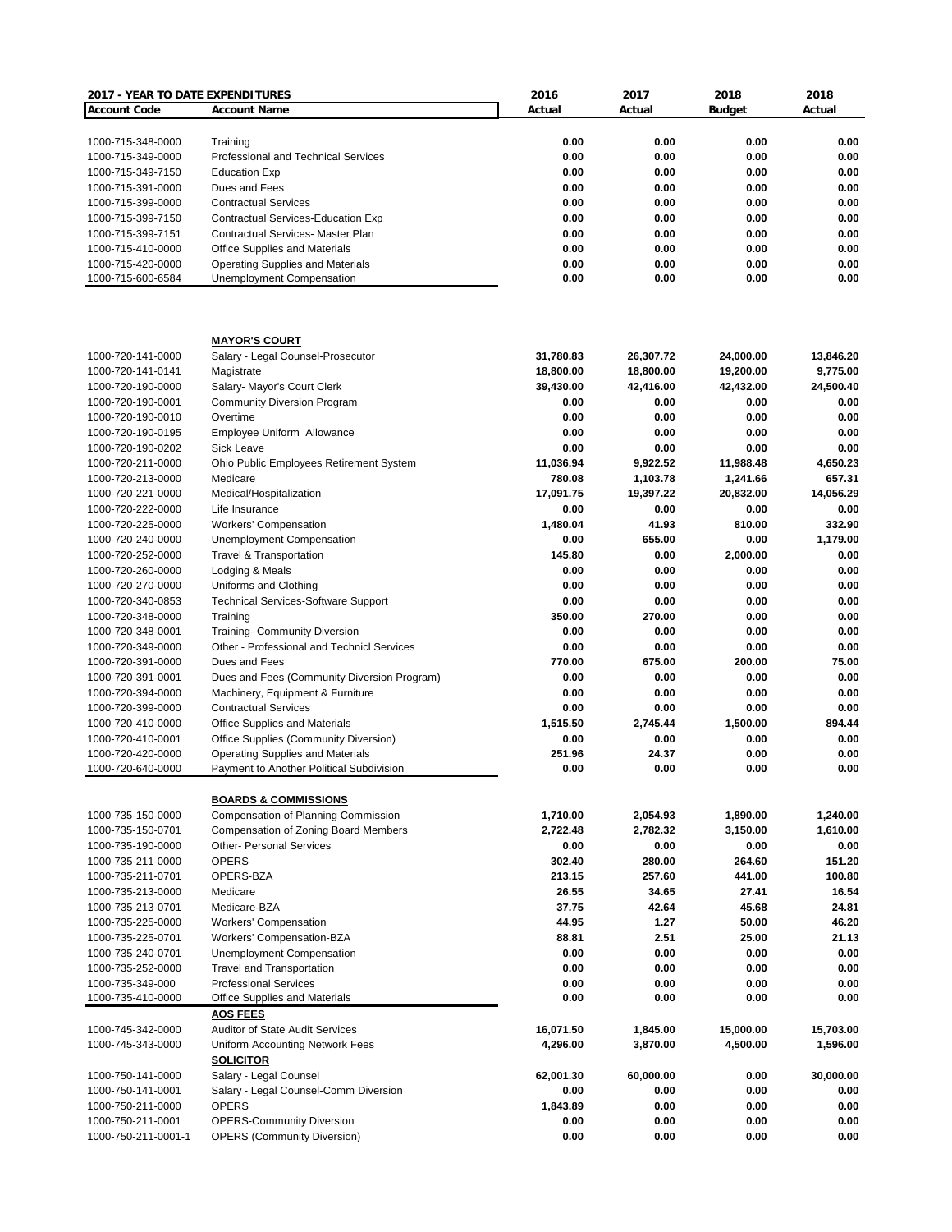| 2017 - YEAR TO DATE EXPENDITURES | | 2016 | 2017 | 2018 | 2018 |
|---|---|---|---|---|---|
| **Account Code** | **Account Name** | **Actual** | **Actual** | **Budget** | **Actual** |
| 1000-715-348-0000 | Training | 0.00 | 0.00 | 0.00 | 0.00 |
| 1000-715-349-0000 | Professional and Technical Services | 0.00 | 0.00 | 0.00 | 0.00 |
| 1000-715-349-7150 | Education Exp | 0.00 | 0.00 | 0.00 | 0.00 |
| 1000-715-391-0000 | Dues and Fees | 0.00 | 0.00 | 0.00 | 0.00 |
| 1000-715-399-0000 | Contractual Services | 0.00 | 0.00 | 0.00 | 0.00 |
| 1000-715-399-7150 | Contractual Services-Education Exp | 0.00 | 0.00 | 0.00 | 0.00 |
| 1000-715-399-7151 | Contractual Services- Master Plan | 0.00 | 0.00 | 0.00 | 0.00 |
| 1000-715-410-0000 | Office Supplies and Materials | 0.00 | 0.00 | 0.00 | 0.00 |
| 1000-715-420-0000 | Operating Supplies and Materials | 0.00 | 0.00 | 0.00 | 0.00 |
| 1000-715-600-6584 | Unemployment Compensation | 0.00 | 0.00 | 0.00 | 0.00 |
| | **MAYOR'S COURT** | | | | |
| 1000-720-141-0000 | Salary - Legal Counsel-Prosecutor | 31,780.83 | 26,307.72 | 24,000.00 | 13,846.20 |
| 1000-720-141-0141 | Magistrate | 18,800.00 | 18,800.00 | 19,200.00 | 9,775.00 |
| 1000-720-190-0000 | Salary- Mayor's Court Clerk | 39,430.00 | 42,416.00 | 42,432.00 | 24,500.40 |
| 1000-720-190-0001 | Community Diversion Program | 0.00 | 0.00 | 0.00 | 0.00 |
| 1000-720-190-0010 | Overtime | 0.00 | 0.00 | 0.00 | 0.00 |
| 1000-720-190-0195 | Employee Uniform Allowance | 0.00 | 0.00 | 0.00 | 0.00 |
| 1000-720-190-0202 | Sick Leave | 0.00 | 0.00 | 0.00 | 0.00 |
| 1000-720-211-0000 | Ohio Public Employees Retirement System | 11,036.94 | 9,922.52 | 11,988.48 | 4,650.23 |
| 1000-720-213-0000 | Medicare | 780.08 | 1,103.78 | 1,241.66 | 657.31 |
| 1000-720-221-0000 | Medical/Hospitalization | 17,091.75 | 19,397.22 | 20,832.00 | 14,056.29 |
| 1000-720-222-0000 | Life Insurance | 0.00 | 0.00 | 0.00 | 0.00 |
| 1000-720-225-0000 | Workers' Compensation | 1,480.04 | 41.93 | 810.00 | 332.90 |
| 1000-720-240-0000 | Unemployment Compensation | 0.00 | 655.00 | 0.00 | 1,179.00 |
| 1000-720-252-0000 | Travel & Transportation | 145.80 | 0.00 | 2,000.00 | 0.00 |
| 1000-720-260-0000 | Lodging & Meals | 0.00 | 0.00 | 0.00 | 0.00 |
| 1000-720-270-0000 | Uniforms and Clothing | 0.00 | 0.00 | 0.00 | 0.00 |
| 1000-720-340-0853 | Technical Services-Software Support | 0.00 | 0.00 | 0.00 | 0.00 |
| 1000-720-348-0000 | Training | 350.00 | 270.00 | 0.00 | 0.00 |
| 1000-720-348-0001 | Training- Community Diversion | 0.00 | 0.00 | 0.00 | 0.00 |
| 1000-720-349-0000 | Other - Professional and Technicl Services | 0.00 | 0.00 | 0.00 | 0.00 |
| 1000-720-391-0000 | Dues and Fees | 770.00 | 675.00 | 200.00 | 75.00 |
| 1000-720-391-0001 | Dues and Fees (Community Diversion Program) | 0.00 | 0.00 | 0.00 | 0.00 |
| 1000-720-394-0000 | Machinery, Equipment & Furniture | 0.00 | 0.00 | 0.00 | 0.00 |
| 1000-720-399-0000 | Contractual Services | 0.00 | 0.00 | 0.00 | 0.00 |
| 1000-720-410-0000 | Office Supplies and Materials | 1,515.50 | 2,745.44 | 1,500.00 | 894.44 |
| 1000-720-410-0001 | Office Supplies (Community Diversion) | 0.00 | 0.00 | 0.00 | 0.00 |
| 1000-720-420-0000 | Operating Supplies and Materials | 251.96 | 24.37 | 0.00 | 0.00 |
| 1000-720-640-0000 | Payment to Another Political Subdivision | 0.00 | 0.00 | 0.00 | 0.00 |
| | **BOARDS & COMMISSIONS** | | | | |
| 1000-735-150-0000 | Compensation of Planning Commission | 1,710.00 | 2,054.93 | 1,890.00 | 1,240.00 |
| 1000-735-150-0701 | Compensation of Zoning Board Members | 2,722.48 | 2,782.32 | 3,150.00 | 1,610.00 |
| 1000-735-190-0000 | Other- Personal Services | 0.00 | 0.00 | 0.00 | 0.00 |
| 1000-735-211-0000 | OPERS | 302.40 | 280.00 | 264.60 | 151.20 |
| 1000-735-211-0701 | OPERS-BZA | 213.15 | 257.60 | 441.00 | 100.80 |
| 1000-735-213-0000 | Medicare | 26.55 | 34.65 | 27.41 | 16.54 |
| 1000-735-213-0701 | Medicare-BZA | 37.75 | 42.64 | 45.68 | 24.81 |
| 1000-735-225-0000 | Workers' Compensation | 44.95 | 1.27 | 50.00 | 46.20 |
| 1000-735-225-0701 | Workers' Compensation-BZA | 88.81 | 2.51 | 25.00 | 21.13 |
| 1000-735-240-0701 | Unemployment Compensation | 0.00 | 0.00 | 0.00 | 0.00 |
| 1000-735-252-0000 | Travel and Transportation | 0.00 | 0.00 | 0.00 | 0.00 |
| 1000-735-349-000 | Professional Services | 0.00 | 0.00 | 0.00 | 0.00 |
| 1000-735-410-0000 | Office Supplies and Materials | 0.00 | 0.00 | 0.00 | 0.00 |
| | **AOS FEES** | | | | |
| 1000-745-342-0000 | Auditor of State Audit Services | 16,071.50 | 1,845.00 | 15,000.00 | 15,703.00 |
| 1000-745-343-0000 | Uniform Accounting Network Fees | 4,296.00 | 3,870.00 | 4,500.00 | 1,596.00 |
| | **SOLICITOR** | | | | |
| 1000-750-141-0000 | Salary - Legal Counsel | 62,001.30 | 60,000.00 | 0.00 | 30,000.00 |
| 1000-750-141-0001 | Salary - Legal Counsel-Comm Diversion | 0.00 | 0.00 | 0.00 | 0.00 |
| 1000-750-211-0000 | OPERS | 1,843.89 | 0.00 | 0.00 | 0.00 |
| 1000-750-211-0001 | OPERS-Community Diversion | 0.00 | 0.00 | 0.00 | 0.00 |
| 1000-750-211-0001-1 | OPERS (Community Diversion) | 0.00 | 0.00 | 0.00 | 0.00 |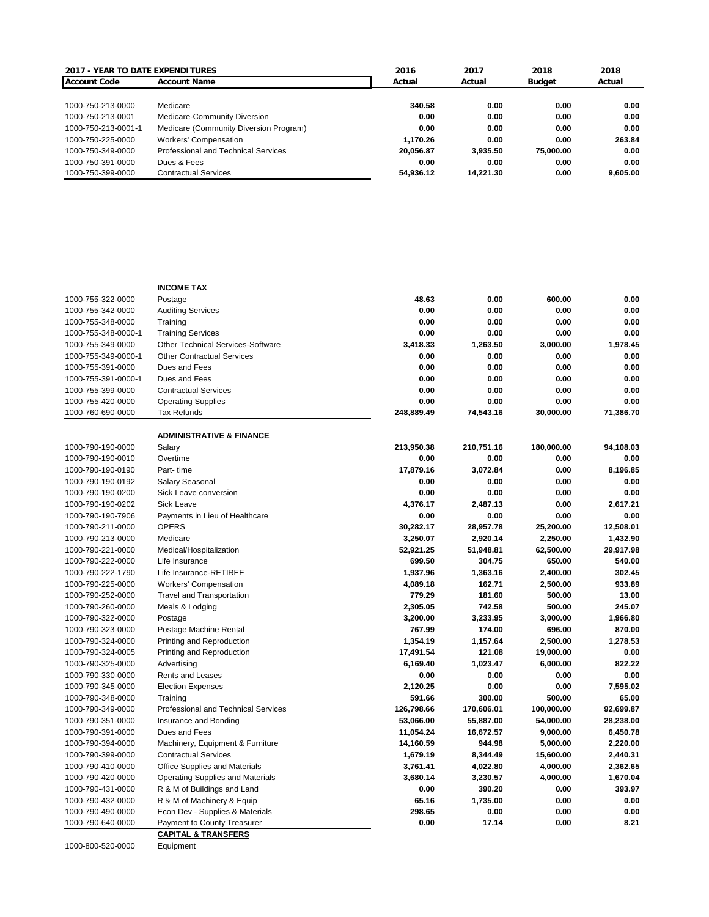| 2017 - YEAR TO DATE EXPENDITURES | | 2016 | 2017 | 2018 | 2018 |
|---|---|---|---|---|---|
| **Account Code** | **Account Name** | **Actual** | **Actual** | **Budget** | **Actual** |
| 1000-750-213-0000 | Medicare | 340.58 | 0.00 | 0.00 | 0.00 |
| 1000-750-213-0001 | Medicare-Community Diversion | 0.00 | 0.00 | 0.00 | 0.00 |
| 1000-750-213-0001-1 | Medicare (Community Diversion Program) | 0.00 | 0.00 | 0.00 | 0.00 |
| 1000-750-225-0000 | Workers' Compensation | 1,170.26 | 0.00 | 0.00 | 263.84 |
| 1000-750-349-0000 | Professional and Technical Services | 20,056.87 | 3,935.50 | 75,000.00 | 0.00 |
| 1000-750-391-0000 | Dues & Fees | 0.00 | 0.00 | 0.00 | 0.00 |
| 1000-750-399-0000 | Contractual Services | 54,936.12 | 14,221.30 | 0.00 | 9,605.00 |

| | | | | | |
|---|---|---|---|---|---|
| | **INCOME TAX** | | | | |
| 1000-755-322-0000 | Postage | 48.63 | 0.00 | 600.00 | 0.00 |
| 1000-755-342-0000 | Auditing Services | 0.00 | 0.00 | 0.00 | 0.00 |
| 1000-755-348-0000 | Training | 0.00 | 0.00 | 0.00 | 0.00 |
| 1000-755-348-0000-1 | Training Services | 0.00 | 0.00 | 0.00 | 0.00 |
| 1000-755-349-0000 | Other Technical Services-Software | 3,418.33 | 1,263.50 | 3,000.00 | 1,978.45 |
| 1000-755-349-0000-1 | Other Contractual Services | 0.00 | 0.00 | 0.00 | 0.00 |
| 1000-755-391-0000 | Dues and Fees | 0.00 | 0.00 | 0.00 | 0.00 |
| 1000-755-391-0000-1 | Dues and Fees | 0.00 | 0.00 | 0.00 | 0.00 |
| 1000-755-399-0000 | Contractual Services | 0.00 | 0.00 | 0.00 | 0.00 |
| 1000-755-420-0000 | Operating Supplies | 0.00 | 0.00 | 0.00 | 0.00 |
| 1000-760-690-0000 | Tax Refunds | 248,889.49 | 74,543.16 | 30,000.00 | 71,386.70 |
| | **ADMINISTRATIVE & FINANCE** | | | | |
| 1000-790-190-0000 | Salary | 213,950.38 | 210,751.16 | 180,000.00 | 94,108.03 |
| 1000-790-190-0010 | Overtime | 0.00 | 0.00 | 0.00 | 0.00 |
| 1000-790-190-0190 | Part- time | 17,879.16 | 3,072.84 | 0.00 | 8,196.85 |
| 1000-790-190-0192 | Salary Seasonal | 0.00 | 0.00 | 0.00 | 0.00 |
| 1000-790-190-0200 | Sick Leave conversion | 0.00 | 0.00 | 0.00 | 0.00 |
| 1000-790-190-0202 | Sick Leave | 4,376.17 | 2,487.13 | 0.00 | 2,617.21 |
| 1000-790-190-7906 | Payments in Lieu of Healthcare | 0.00 | 0.00 | 0.00 | 0.00 |
| 1000-790-211-0000 | OPERS | 30,282.17 | 28,957.78 | 25,200.00 | 12,508.01 |
| 1000-790-213-0000 | Medicare | 3,250.07 | 2,920.14 | 2,250.00 | 1,432.90 |
| 1000-790-221-0000 | Medical/Hospitalization | 52,921.25 | 51,948.81 | 62,500.00 | 29,917.98 |
| 1000-790-222-0000 | Life Insurance | 699.50 | 304.75 | 650.00 | 540.00 |
| 1000-790-222-1790 | Life Insurance-RETIREE | 1,937.96 | 1,363.16 | 2,400.00 | 302.45 |
| 1000-790-225-0000 | Workers' Compensation | 4,089.18 | 162.71 | 2,500.00 | 933.89 |
| 1000-790-252-0000 | Travel and Transportation | 779.29 | 181.60 | 500.00 | 13.00 |
| 1000-790-260-0000 | Meals & Lodging | 2,305.05 | 742.58 | 500.00 | 245.07 |
| 1000-790-322-0000 | Postage | 3,200.00 | 3,233.95 | 3,000.00 | 1,966.80 |
| 1000-790-323-0000 | Postage Machine Rental | 767.99 | 174.00 | 696.00 | 870.00 |
| 1000-790-324-0000 | Printing and Reproduction | 1,354.19 | 1,157.64 | 2,500.00 | 1,278.53 |
| 1000-790-324-0005 | Printing and Reproduction | 17,491.54 | 121.08 | 19,000.00 | 0.00 |
| 1000-790-325-0000 | Advertising | 6,169.40 | 1,023.47 | 6,000.00 | 822.22 |
| 1000-790-330-0000 | Rents and Leases | 0.00 | 0.00 | 0.00 | 0.00 |
| 1000-790-345-0000 | Election Expenses | 2,120.25 | 0.00 | 0.00 | 7,595.02 |
| 1000-790-348-0000 | Training | 591.66 | 300.00 | 500.00 | 65.00 |
| 1000-790-349-0000 | Professional and Technical Services | 126,798.66 | 170,606.01 | 100,000.00 | 92,699.87 |
| 1000-790-351-0000 | Insurance and Bonding | 53,066.00 | 55,887.00 | 54,000.00 | 28,238.00 |
| 1000-790-391-0000 | Dues and Fees | 11,054.24 | 16,672.57 | 9,000.00 | 6,450.78 |
| 1000-790-394-0000 | Machinery, Equipment & Furniture | 14,160.59 | 944.98 | 5,000.00 | 2,220.00 |
| 1000-790-399-0000 | Contractual Services | 1,679.19 | 8,344.49 | 15,600.00 | 2,440.31 |
| 1000-790-410-0000 | Office Supplies and Materials | 3,761.41 | 4,022.80 | 4,000.00 | 2,362.65 |
| 1000-790-420-0000 | Operating Supplies and Materials | 3,680.14 | 3,230.57 | 4,000.00 | 1,670.04 |
| 1000-790-431-0000 | R & M of Buildings and Land | 0.00 | 390.20 | 0.00 | 393.97 |
| 1000-790-432-0000 | R & M of Machinery & Equip | 65.16 | 1,735.00 | 0.00 | 0.00 |
| 1000-790-490-0000 | Econ Dev - Supplies & Materials | 298.65 | 0.00 | 0.00 | 0.00 |
| 1000-790-640-0000 | Payment to County Treasurer | 0.00 | 17.14 | 0.00 | 8.21 |
| | **CAPITAL & TRANSFERS** | | | | |
| 1000-800-520-0000 | Equipment | | | | |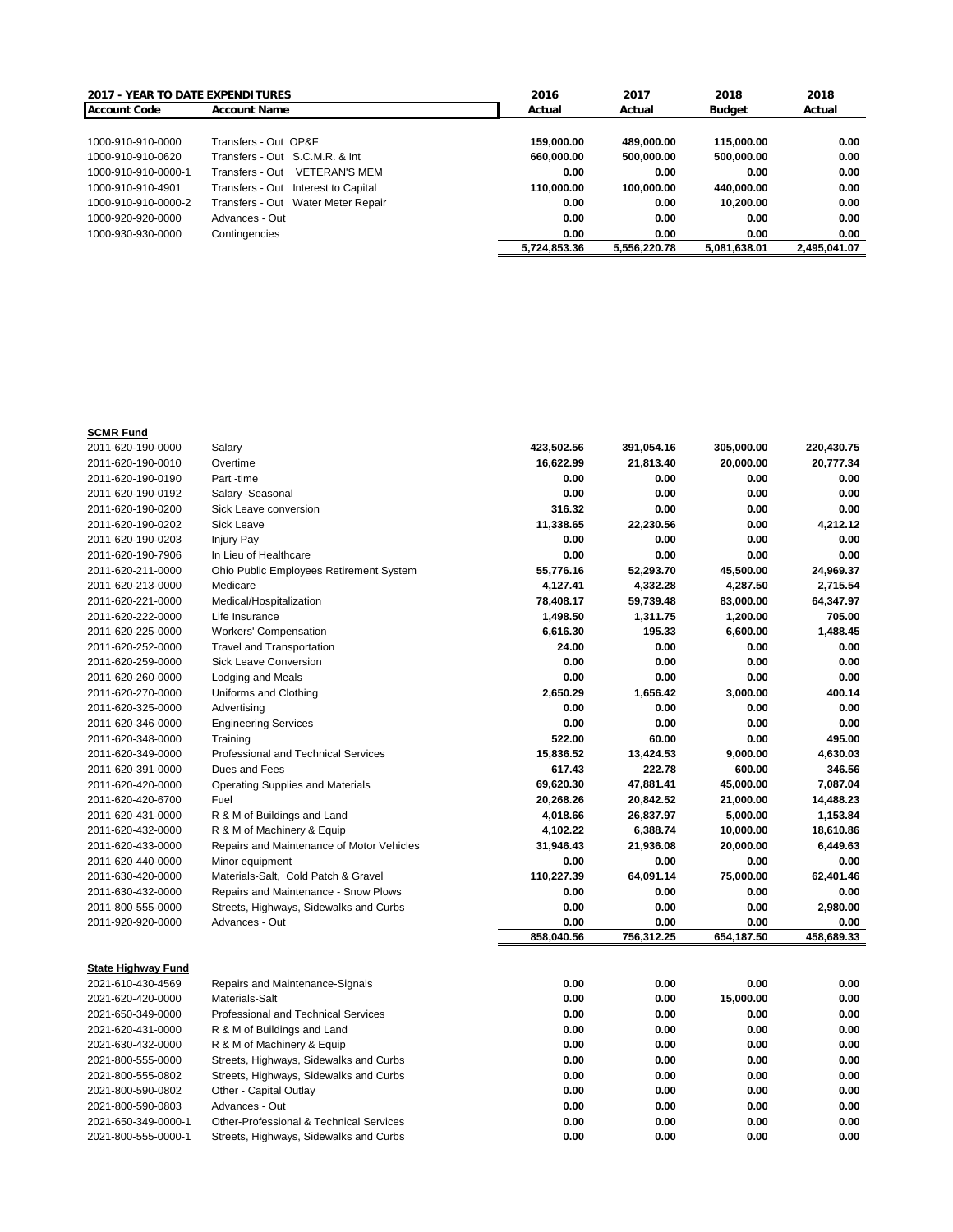| 2017 - YEAR TO DATE EXPENDITURES | | 2016 | 2017 | 2018 | 2018 |
|---|---|---|---|---|---|
| **Account Code** | **Account Name** | **Actual** | **Actual** | **Budget** | **Actual** |
| 1000-910-910-0000 | Transfers - Out OP&F | 159,000.00 | 489,000.00 | 115,000.00 | 0.00 |
| 1000-910-910-0620 | Transfers - Out S.C.M.R. & Int | 660,000.00 | 500,000.00 | 500,000.00 | 0.00 |
| 1000-910-910-0000-1 | Transfers - Out VETERAN'S MEM | 0.00 | 0.00 | 0.00 | 0.00 |
| 1000-910-910-4901 | Transfers - Out Interest to Capital | 110,000.00 | 100,000.00 | 440,000.00 | 0.00 |
| 1000-910-910-0000-2 | Transfers - Out Water Meter Repair | 0.00 | 0.00 | 10,200.00 | 0.00 |
| 1000-920-920-0000 | Advances - Out | 0.00 | 0.00 | 0.00 | 0.00 |
| 1000-930-930-0000 | Contingencies | 0.00 | 0.00 | 0.00 | 0.00 |
| | | 5,724,853.36 | 5,556,220.78 | 5,081,638.01 | 2,495,041.07 |

**SCMR Fund**

| | | | | | |
|---|---|---|---|---|---|
| 2011-620-190-0000 | Salary | 423,502.56 | 391,054.16 | 305,000.00 | 220,430.75 |
| 2011-620-190-0010 | Overtime | 16,622.99 | 21,813.40 | 20,000.00 | 20,777.34 |
| 2011-620-190-0190 | Part -time | 0.00 | 0.00 | 0.00 | 0.00 |
| 2011-620-190-0192 | Salary -Seasonal | 0.00 | 0.00 | 0.00 | 0.00 |
| 2011-620-190-0200 | Sick Leave conversion | 316.32 | 0.00 | 0.00 | 0.00 |
| 2011-620-190-0202 | Sick Leave | 11,338.65 | 22,230.56 | 0.00 | 4,212.12 |
| 2011-620-190-0203 | Injury Pay | 0.00 | 0.00 | 0.00 | 0.00 |
| 2011-620-190-7906 | In Lieu of Healthcare | 0.00 | 0.00 | 0.00 | 0.00 |
| 2011-620-211-0000 | Ohio Public Employees Retirement System | 55,776.16 | 52,293.70 | 45,500.00 | 24,969.37 |
| 2011-620-213-0000 | Medicare | 4,127.41 | 4,332.28 | 4,287.50 | 2,715.54 |
| 2011-620-221-0000 | Medical/Hospitalization | 78,408.17 | 59,739.48 | 83,000.00 | 64,347.97 |
| 2011-620-222-0000 | Life Insurance | 1,498.50 | 1,311.75 | 1,200.00 | 705.00 |
| 2011-620-225-0000 | Workers' Compensation | 6,616.30 | 195.33 | 6,600.00 | 1,488.45 |
| 2011-620-252-0000 | Travel and Transportation | 24.00 | 0.00 | 0.00 | 0.00 |
| 2011-620-259-0000 | Sick Leave Conversion | 0.00 | 0.00 | 0.00 | 0.00 |
| 2011-620-260-0000 | Lodging and Meals | 0.00 | 0.00 | 0.00 | 0.00 |
| 2011-620-270-0000 | Uniforms and Clothing | 2,650.29 | 1,656.42 | 3,000.00 | 400.14 |
| 2011-620-325-0000 | Advertising | 0.00 | 0.00 | 0.00 | 0.00 |
| 2011-620-346-0000 | Engineering Services | 0.00 | 0.00 | 0.00 | 0.00 |
| 2011-620-348-0000 | Training | 522.00 | 60.00 | 0.00 | 495.00 |
| 2011-620-349-0000 | Professional and Technical Services | 15,836.52 | 13,424.53 | 9,000.00 | 4,630.03 |
| 2011-620-391-0000 | Dues and Fees | 617.43 | 222.78 | 600.00 | 346.56 |
| 2011-620-420-0000 | Operating Supplies and Materials | 69,620.30 | 47,881.41 | 45,000.00 | 7,087.04 |
| 2011-620-420-6700 | Fuel | 20,268.26 | 20,842.52 | 21,000.00 | 14,488.23 |
| 2011-620-431-0000 | R & M of Buildings and Land | 4,018.66 | 26,837.97 | 5,000.00 | 1,153.84 |
| 2011-620-432-0000 | R & M of Machinery & Equip | 4,102.22 | 6,388.74 | 10,000.00 | 18,610.86 |
| 2011-620-433-0000 | Repairs and Maintenance of Motor Vehicles | 31,946.43 | 21,936.08 | 20,000.00 | 6,449.63 |
| 2011-620-440-0000 | Minor equipment | 0.00 | 0.00 | 0.00 | 0.00 |
| 2011-630-420-0000 | Materials-Salt, Cold Patch & Gravel | 110,227.39 | 64,091.14 | 75,000.00 | 62,401.46 |
| 2011-630-432-0000 | Repairs and Maintenance - Snow Plows | 0.00 | 0.00 | 0.00 | 0.00 |
| 2011-800-555-0000 | Streets, Highways, Sidewalks and Curbs | 0.00 | 0.00 | 0.00 | 2,980.00 |
| 2011-920-920-0000 | Advances - Out | 0.00 | 0.00 | 0.00 | 0.00 |
| | | 858,040.56 | 756,312.25 | 654,187.50 | 458,689.33 |

**State Highway Fund**

| | | | | | |
|---|---|---|---|---|---|
| 2021-610-430-4569 | Repairs and Maintenance-Signals | 0.00 | 0.00 | 0.00 | 0.00 |
| 2021-620-420-0000 | Materials-Salt | 0.00 | 0.00 | 15,000.00 | 0.00 |
| 2021-650-349-0000 | Professional and Technical Services | 0.00 | 0.00 | 0.00 | 0.00 |
| 2021-620-431-0000 | R & M of Buildings and Land | 0.00 | 0.00 | 0.00 | 0.00 |
| 2021-630-432-0000 | R & M of Machinery & Equip | 0.00 | 0.00 | 0.00 | 0.00 |
| 2021-800-555-0000 | Streets, Highways, Sidewalks and Curbs | 0.00 | 0.00 | 0.00 | 0.00 |
| 2021-800-555-0802 | Streets, Highways, Sidewalks and Curbs | 0.00 | 0.00 | 0.00 | 0.00 |
| 2021-800-590-0802 | Other - Capital Outlay | 0.00 | 0.00 | 0.00 | 0.00 |
| 2021-800-590-0803 | Advances - Out | 0.00 | 0.00 | 0.00 | 0.00 |
| 2021-650-349-0000-1 | Other-Professional & Technical Services | 0.00 | 0.00 | 0.00 | 0.00 |
| 2021-800-555-0000-1 | Streets, Highways, Sidewalks and Curbs | 0.00 | 0.00 | 0.00 | 0.00 |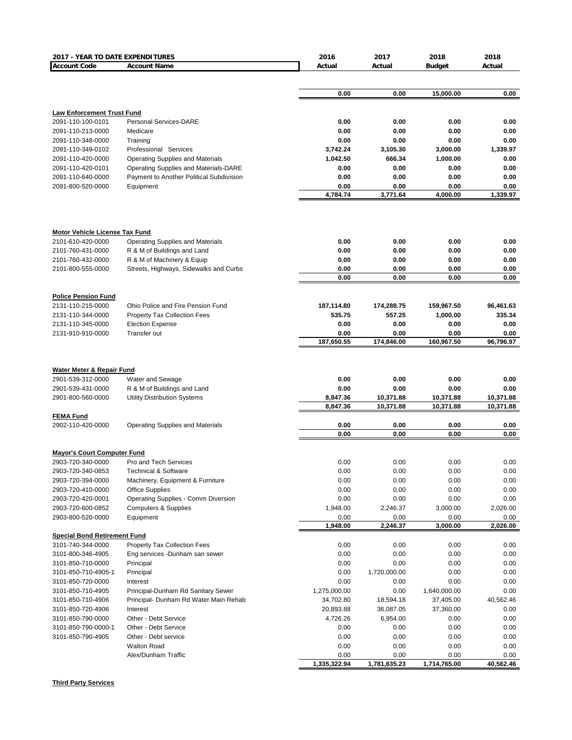| 2017 - YEAR TO DATE EXPENDITURES | | 2016 | 2017 | 2018 | 2018 |
|---|---|---|---|---|---|
| **Account Code** | **Account Name** | **Actual** | **Actual** | **Budget** | **Actual** |
| | | **0.00** | **0.00** | **15,000.00** | **0.00** |
| **Law Enforcement Trust Fund** | | | | | |
| 2091-110-100-0101 | Personal Services-DARE | **0.00** | **0.00** | **0.00** | **0.00** |
| 2091-110-213-0000 | Medicare | **0.00** | **0.00** | **0.00** | **0.00** |
| 2091-110-348-0000 | Training | **0.00** | **0.00** | **0.00** | **0.00** |
| 2091-110-349-0102 | Professional Services | **3,742.24** | **3,105.30** | **3,000.00** | **1,339.97** |
| 2091-110-420-0000 | Operating Supplies and Materials | **1,042.50** | **666.34** | **1,000.00** | **0.00** |
| 2091-110-420-0101 | Operating Supplies and Materials-DARE | **0.00** | **0.00** | **0.00** | **0.00** |
| 2091-110-640-0000 | Payment to Another Political Subdivision | **0.00** | **0.00** | **0.00** | **0.00** |
| 2091-800-520-0000 | Equipment | **0.00** | **0.00** | **0.00** | **0.00** |
| | | **4,784.74** | **3,771.64** | **4,000.00** | **1,339.97** |
| **Motor Vehicle License Tax Fund** | | | | | |
| 2101-610-420-0000 | Operating Supplies and Materials | **0.00** | **0.00** | **0.00** | **0.00** |
| 2101-760-431-0000 | R & M of Buildings and Land | **0.00** | **0.00** | **0.00** | **0.00** |
| 2101-760-432-0000 | R & M of Machinery & Equip | **0.00** | **0.00** | **0.00** | **0.00** |
| 2101-800-555-0000 | Streets, Highways, Sidewalks and Curbs | **0.00** | **0.00** | **0.00** | **0.00** |
| | | **0.00** | **0.00** | **0.00** | **0.00** |
| **Police Pension Fund** | | | | | |
| 2131-110-215-0000 | Ohio Police and Fire Pension Fund | **187,114.80** | **174,288.75** | **159,967.50** | **96,461.63** |
| 2131-110-344-0000 | Property Tax Collection Fees | **535.75** | **557.25** | **1,000.00** | **335.34** |
| 2131-110-345-0000 | Election Expense | **0.00** | **0.00** | **0.00** | **0.00** |
| 2131-910-910-0000 | Transfer out | **0.00** | **0.00** | **0.00** | **0.00** |
| | | **187,650.55** | **174,846.00** | **160,967.50** | **96,796.97** |
| **Water Meter & Repair Fund** | | | | | |
| 2901-539-312-0000 | Water and Sewage | **0.00** | **0.00** | **0.00** | **0.00** |
| 2901-539-431-0000 | R & M of Buildings and Land | **0.00** | **0.00** | **0.00** | **0.00** |
| 2901-800-560-0000 | Utility Distribution Systems | **8,847.36** | **10,371.88** | **10,371.88** | **10,371.88** |
| | | **8,847.36** | **10,371.88** | **10,371.88** | **10,371.88** |
| **FEMA Fund** | | | | | |
| 2902-110-420-0000 | Operating Supplies and Materials | **0.00** | **0.00** | **0.00** | **0.00** |
| | | **0.00** | **0.00** | **0.00** | **0.00** |
| **Mayor's Court Computer Fund** | | | | | |
| 2903-720-340-0000 | Pro and Tech Services | 0.00 | 0.00 | 0.00 | 0.00 |
| 2903-720-340-0853 | Technical & Software | 0.00 | 0.00 | 0.00 | 0.00 |
| 2903-720-394-0000 | Machinery, Equipment & Furniture | 0.00 | 0.00 | 0.00 | 0.00 |
| 2903-720-410-0000 | Office Supplies | 0.00 | 0.00 | 0.00 | 0.00 |
| 2903-720-420-0001 | Operating Supplies - Comm Diversion | 0.00 | 0.00 | 0.00 | 0.00 |
| 2903-720-600-0852 | Computers & Supplies | 1,948.00 | 2,246.37 | 3,000.00 | 2,026.00 |
| 2903-800-520-0000 | Equipment | 0.00 | 0.00 | 0.00 | 0.00 |
| | | **1,948.00** | **2,246.37** | **3,000.00** | **2,026.00** |
| **Special Bond Retirement Fund** | | | | | |
| 3101-740-344-0000 | Property Tax Collection Fees | 0.00 | 0.00 | 0.00 | 0.00 |
| 3101-800-346-4905 | Eng services -Dunham san sewer | 0.00 | 0.00 | 0.00 | 0.00 |
| 3101-850-710-0000 | Principal | 0.00 | 0.00 | 0.00 | 0.00 |
| 3101-850-710-4905-1 | Principal | 0.00 | 1,720,000.00 | 0.00 | 0.00 |
| 3101-850-720-0000 | Interest | 0.00 | 0.00 | 0.00 | 0.00 |
| 3101-850-710-4905 | Principal-Dunham Rd Sanitary Sewer | 1,275,000.00 | 0.00 | 1,640,000.00 | 0.00 |
| 3101-850-710-4906 | Principal- Dunham Rd Water Main Rehab | 34,702.80 | 18,594.18 | 37,405.00 | 40,562.46 |
| 3101-850-720-4906 | Interest | 20,893.88 | 36,087.05 | 37,360.00 | 0.00 |
| 3101-850-790-0000 | Other - Debt Service | 4,726.26 | 6,954.00 | 0.00 | 0.00 |
| 3101-850-790-0000-1 | Other - Debt Service | 0.00 | 0.00 | 0.00 | 0.00 |
| 3101-850-790-4905 | Other - Debt service | 0.00 | 0.00 | 0.00 | 0.00 |
| | Walton Road | 0.00 | 0.00 | 0.00 | 0.00 |
| | Alex/Dunham Traffic | 0.00 | 0.00 | 0.00 | 0.00 |
| | | **1,335,322.94** | **1,781,635.23** | **1,714,765.00** | **40,562.46** |
| **Third Party Services** | | | | | |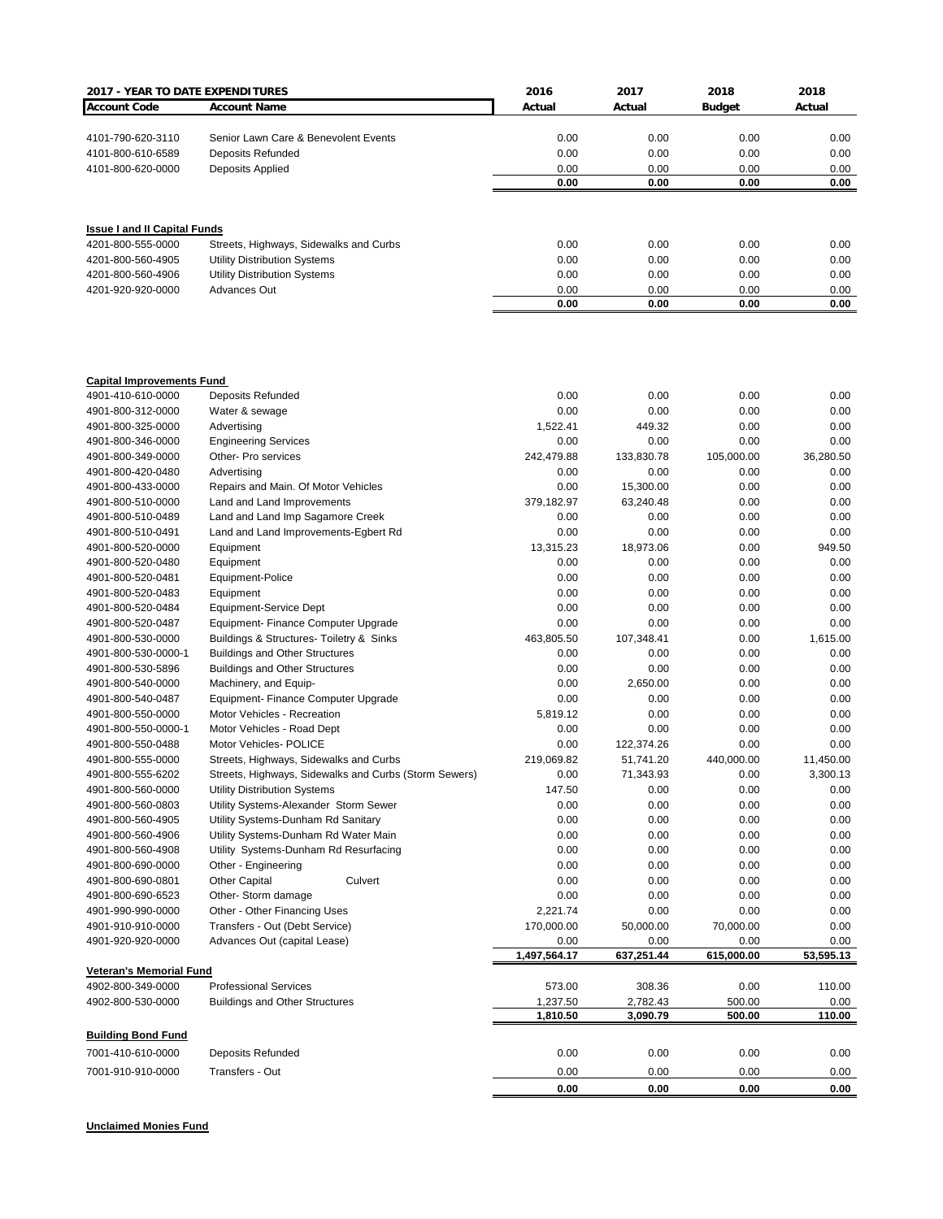| **2017 - YEAR TO DATE EXPENDITURES** | | 2016 | 2017 | 2018 | 2018 |
|---|---|---|---|---|---|
| **Account Code** | **Account Name** | **Actual** | **Actual** | **Budget** | **Actual** |
| 4101-790-620-3110 | Senior Lawn Care & Benevolent Events | 0.00 | 0.00 | 0.00 | 0.00 |
| 4101-800-610-6589 | Deposits Refunded | 0.00 | 0.00 | 0.00 | 0.00 |
| 4101-800-620-0000 | Deposits Applied | 0.00 | 0.00 | 0.00 | 0.00 |
| | | **0.00** | **0.00** | **0.00** | **0.00** |
| **Issue I and II Capital Funds** | | | | | |
| 4201-800-555-0000 | Streets, Highways, Sidewalks and Curbs | 0.00 | 0.00 | 0.00 | 0.00 |
| 4201-800-560-4905 | Utility Distribution Systems | 0.00 | 0.00 | 0.00 | 0.00 |
| 4201-800-560-4906 | Utility Distribution Systems | 0.00 | 0.00 | 0.00 | 0.00 |
| 4201-920-920-0000 | Advances Out | 0.00 | 0.00 | 0.00 | 0.00 |
| | | **0.00** | **0.00** | **0.00** | **0.00** |
| **Capital Improvements Fund** | | | | | |
| 4901-410-610-0000 | Deposits Refunded | 0.00 | 0.00 | 0.00 | 0.00 |
| 4901-800-312-0000 | Water & sewage | 0.00 | 0.00 | 0.00 | 0.00 |
| 4901-800-325-0000 | Advertising | 1,522.41 | 449.32 | 0.00 | 0.00 |
| 4901-800-346-0000 | Engineering Services | 0.00 | 0.00 | 0.00 | 0.00 |
| 4901-800-349-0000 | Other- Pro services | 242,479.88 | 133,830.78 | 105,000.00 | 36,280.50 |
| 4901-800-420-0480 | Advertising | 0.00 | 0.00 | 0.00 | 0.00 |
| 4901-800-433-0000 | Repairs and Main. Of Motor Vehicles | 0.00 | 15,300.00 | 0.00 | 0.00 |
| 4901-800-510-0000 | Land and Land Improvements | 379,182.97 | 63,240.48 | 0.00 | 0.00 |
| 4901-800-510-0489 | Land and Land Imp Sagamore Creek | 0.00 | 0.00 | 0.00 | 0.00 |
| 4901-800-510-0491 | Land and Land Improvements-Egbert Rd | 0.00 | 0.00 | 0.00 | 0.00 |
| 4901-800-520-0000 | Equipment | 13,315.23 | 18,973.06 | 0.00 | 949.50 |
| 4901-800-520-0480 | Equipment | 0.00 | 0.00 | 0.00 | 0.00 |
| 4901-800-520-0481 | Equipment-Police | 0.00 | 0.00 | 0.00 | 0.00 |
| 4901-800-520-0483 | Equipment | 0.00 | 0.00 | 0.00 | 0.00 |
| 4901-800-520-0484 | Equipment-Service Dept | 0.00 | 0.00 | 0.00 | 0.00 |
| 4901-800-520-0487 | Equipment- Finance Computer Upgrade | 0.00 | 0.00 | 0.00 | 0.00 |
| 4901-800-530-0000 | Buildings & Structures- Toiletry & Sinks | 463,805.50 | 107,348.41 | 0.00 | 1,615.00 |
| 4901-800-530-0000-1 | Buildings and Other Structures | 0.00 | 0.00 | 0.00 | 0.00 |
| 4901-800-530-5896 | Buildings and Other Structures | 0.00 | 0.00 | 0.00 | 0.00 |
| 4901-800-540-0000 | Machinery, and Equip- | 0.00 | 2,650.00 | 0.00 | 0.00 |
| 4901-800-540-0487 | Equipment- Finance Computer Upgrade | 0.00 | 0.00 | 0.00 | 0.00 |
| 4901-800-550-0000 | Motor Vehicles - Recreation | 5,819.12 | 0.00 | 0.00 | 0.00 |
| 4901-800-550-0000-1 | Motor Vehicles - Road Dept | 0.00 | 0.00 | 0.00 | 0.00 |
| 4901-800-550-0488 | Motor Vehicles- POLICE | 0.00 | 122,374.26 | 0.00 | 0.00 |
| 4901-800-555-0000 | Streets, Highways, Sidewalks and Curbs | 219,069.82 | 51,741.20 | 440,000.00 | 11,450.00 |
| 4901-800-555-6202 | Streets, Highways, Sidewalks and Curbs (Storm Sewers) | 0.00 | 71,343.93 | 0.00 | 3,300.13 |
| 4901-800-560-0000 | Utility Distribution Systems | 147.50 | 0.00 | 0.00 | 0.00 |
| 4901-800-560-0803 | Utility Systems-Alexander Storm Sewer | 0.00 | 0.00 | 0.00 | 0.00 |
| 4901-800-560-4905 | Utility Systems-Dunham Rd Sanitary | 0.00 | 0.00 | 0.00 | 0.00 |
| 4901-800-560-4906 | Utility Systems-Dunham Rd Water Main | 0.00 | 0.00 | 0.00 | 0.00 |
| 4901-800-560-4908 | Utility Systems-Dunham Rd Resurfacing | 0.00 | 0.00 | 0.00 | 0.00 |
| 4901-800-690-0000 | Other - Engineering | 0.00 | 0.00 | 0.00 | 0.00 |
| 4901-800-690-0801 | Other Capital Culvert | 0.00 | 0.00 | 0.00 | 0.00 |
| 4901-800-690-6523 | Other- Storm damage | 0.00 | 0.00 | 0.00 | 0.00 |
| 4901-990-990-0000 | Other - Other Financing Uses | 2,221.74 | 0.00 | 0.00 | 0.00 |
| 4901-910-910-0000 | Transfers - Out (Debt Service) | 170,000.00 | 50,000.00 | 70,000.00 | 0.00 |
| 4901-920-920-0000 | Advances Out (capital Lease) | 0.00 | 0.00 | 0.00 | 0.00 |
| | | **1,497,564.17** | **637,251.44** | **615,000.00** | **53,595.13** |
| **Veteran's Memorial Fund** | | | | | |
| 4902-800-349-0000 | Professional Services | 573.00 | 308.36 | 0.00 | 110.00 |
| 4902-800-530-0000 | Buildings and Other Structures | 1,237.50 | 2,782.43 | 500.00 | 0.00 |
| | | **1,810.50** | **3,090.79** | **500.00** | **110.00** |
| **Building Bond Fund** | | | | | |
| 7001-410-610-0000 | Deposits Refunded | 0.00 | 0.00 | 0.00 | 0.00 |
| 7001-910-910-0000 | Transfers - Out | 0.00 | 0.00 | 0.00 | 0.00 |
| | | **0.00** | **0.00** | **0.00** | **0.00** |

**Unclaimed Monies Fund**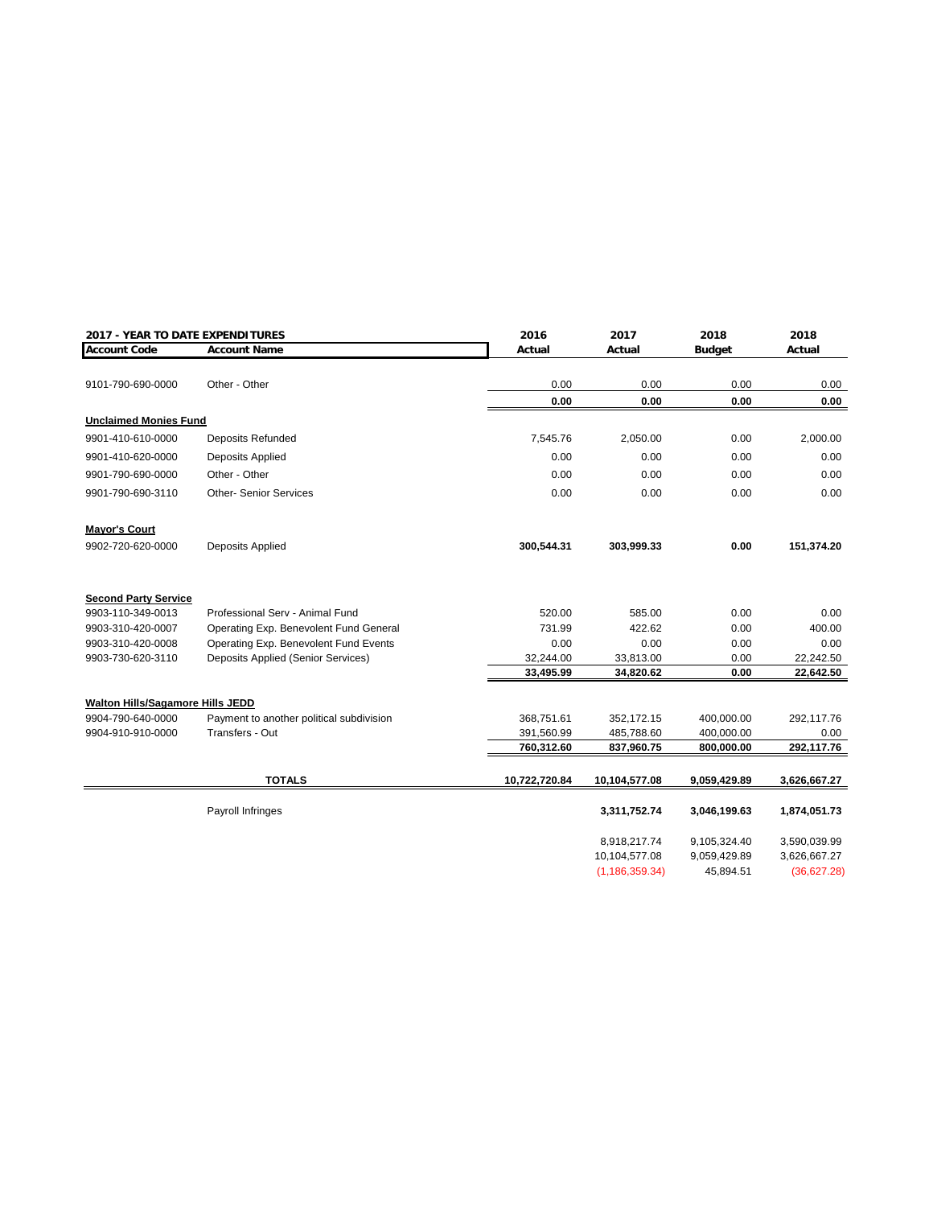| 2017 - YEAR TO DATE EXPENDITURES | | 2016 | 2017 | 2018 | 2018 |
|---|---|---|---|---|---|
| **Account Code** | **Account Name** | **Actual** | **Actual** | **Budget** | **Actual** |
| 9101-790-690-0000 | Other - Other | 0.00 | 0.00 | 0.00 | 0.00 |
| | | **0.00** | **0.00** | **0.00** | **0.00** |
| **Unclaimed Monies Fund** | | | | | |
| 9901-410-610-0000 | Deposits Refunded | 7,545.76 | 2,050.00 | 0.00 | 2,000.00 |
| 9901-410-620-0000 | Deposits Applied | 0.00 | 0.00 | 0.00 | 0.00 |
| 9901-790-690-0000 | Other - Other | 0.00 | 0.00 | 0.00 | 0.00 |
| 9901-790-690-3110 | Other- Senior Services | 0.00 | 0.00 | 0.00 | 0.00 |
| **Mayor's Court** | | | | | |
| 9902-720-620-0000 | Deposits Applied | **300,544.31** | **303,999.33** | **0.00** | **151,374.20** |
| **Second Party Service** | | | | | |
| 9903-110-349-0013 | Professional Serv - Animal Fund | 520.00 | 585.00 | 0.00 | 0.00 |
| 9903-310-420-0007 | Operating Exp. Benevolent Fund General | 731.99 | 422.62 | 0.00 | 400.00 |
| 9903-310-420-0008 | Operating Exp. Benevolent Fund Events | 0.00 | 0.00 | 0.00 | 0.00 |
| 9903-730-620-3110 | Deposits Applied (Senior Services) | 32,244.00 | 33,813.00 | 0.00 | 22,242.50 |
| | | **33,495.99** | **34,820.62** | **0.00** | **22,642.50** |
| **Walton Hills/Sagamore Hills JEDD** | | | | | |
| 9904-790-640-0000 | Payment to another political subdivision | 368,751.61 | 352,172.15 | 400,000.00 | 292,117.76 |
| 9904-910-910-0000 | Transfers - Out | 391,560.99 | 485,788.60 | 400,000.00 | 0.00 |
| | | **760,312.60** | **837,960.75** | **800,000.00** | **292,117.76** |
| | **TOTALS** | **10,722,720.84** | **10,104,577.08** | **9,059,429.89** | **3,626,667.27** |
| | Payroll Infringes | | **3,311,752.74** | **3,046,199.63** | **1,874,051.73** |
| | | | 8,918,217.74 | 9,105,324.40 | 3,590,039.99 |
| | | | 10,104,577.08 | 9,059,429.89 | 3,626,667.27 |
| | | | (1,186,359.34) | 45,894.51 | (36,627.28) |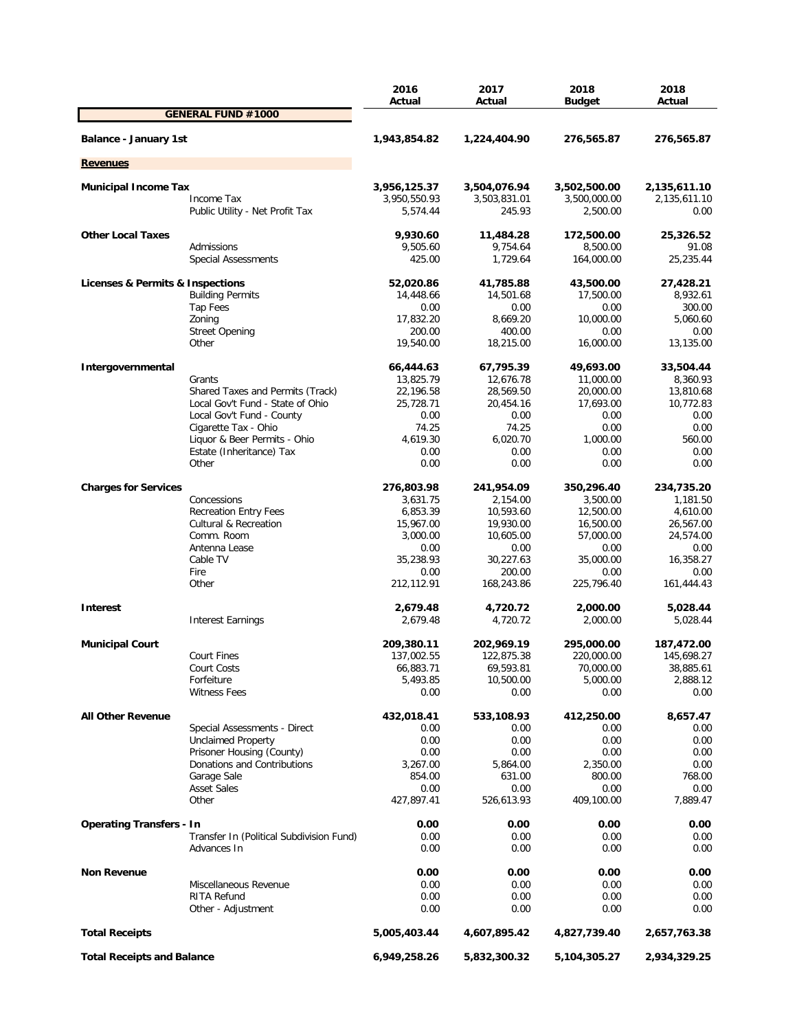| | | 2016 Actual | 2017 Actual | 2018 Budget | 2018 Actual |
|---|---|---|---|---|---|
| **GENERAL FUND #1000** | | | | | |
| **Balance - January 1st** | | **1,943,854.82** | **1,224,404.90** | **276,565.87** | **276,565.87** |
| **Revenues** | | | | | |
| **Municipal Income Tax** | | **3,956,125.37** | **3,504,076.94** | **3,502,500.00** | **2,135,611.10** |
| | Income Tax | 3,950,550.93 | 3,503,831.01 | 3,500,000.00 | 2,135,611.10 |
| | Public Utility - Net Profit Tax | 5,574.44 | 245.93 | 2,500.00 | 0.00 |
| **Other Local Taxes** | | **9,930.60** | **11,484.28** | **172,500.00** | **25,326.52** |
| | Admissions | 9,505.60 | 9,754.64 | 8,500.00 | 91.08 |
| | Special Assessments | 425.00 | 1,729.64 | 164,000.00 | 25,235.44 |
| **Licenses & Permits & Inspections** | | **52,020.86** | **41,785.88** | **43,500.00** | **27,428.21** |
| | Building Permits | 14,448.66 | 14,501.68 | 17,500.00 | 8,932.61 |
| | Tap Fees | 0.00 | 0.00 | 0.00 | 300.00 |
| | Zoning | 17,832.20 | 8,669.20 | 10,000.00 | 5,060.60 |
| | Street Opening | 200.00 | 400.00 | 0.00 | 0.00 |
| | Other | 19,540.00 | 18,215.00 | 16,000.00 | 13,135.00 |
| **Intergovernmental** | | **66,444.63** | **67,795.39** | **49,693.00** | **33,504.44** |
| | Grants | 13,825.79 | 12,676.78 | 11,000.00 | 8,360.93 |
| | Shared Taxes and Permits (Track) | 22,196.58 | 28,569.50 | 20,000.00 | 13,810.68 |
| | Local Gov't Fund - State of Ohio | 25,728.71 | 20,454.16 | 17,693.00 | 10,772.83 |
| | Local Gov't Fund - County | 0.00 | 0.00 | 0.00 | 0.00 |
| | Cigarette Tax - Ohio | 74.25 | 74.25 | 0.00 | 0.00 |
| | Liquor & Beer Permits - Ohio | 4,619.30 | 6,020.70 | 1,000.00 | 560.00 |
| | Estate (Inheritance) Tax | 0.00 | 0.00 | 0.00 | 0.00 |
| | Other | 0.00 | 0.00 | 0.00 | 0.00 |
| **Charges for Services** | | **276,803.98** | **241,954.09** | **350,296.40** | **234,735.20** |
| | Concessions | 3,631.75 | 2,154.00 | 3,500.00 | 1,181.50 |
| | Recreation Entry Fees | 6,853.39 | 10,593.60 | 12,500.00 | 4,610.00 |
| | Cultural & Recreation | 15,967.00 | 19,930.00 | 16,500.00 | 26,567.00 |
| | Comm. Room | 3,000.00 | 10,605.00 | 57,000.00 | 24,574.00 |
| | Antenna Lease | 0.00 | 0.00 | 0.00 | 0.00 |
| | Cable TV | 35,238.93 | 30,227.63 | 35,000.00 | 16,358.27 |
| | Fire | 0.00 | 200.00 | 0.00 | 0.00 |
| | Other | 212,112.91 | 168,243.86 | 225,796.40 | 161,444.43 |
| **Interest** | | **2,679.48** | **4,720.72** | **2,000.00** | **5,028.44** |
| | Interest Earnings | 2,679.48 | 4,720.72 | 2,000.00 | 5,028.44 |
| **Municipal Court** | | **209,380.11** | **202,969.19** | **295,000.00** | **187,472.00** |
| | Court Fines | 137,002.55 | 122,875.38 | 220,000.00 | 145,698.27 |
| | Court Costs | 66,883.71 | 69,593.81 | 70,000.00 | 38,885.61 |
| | Forfeiture | 5,493.85 | 10,500.00 | 5,000.00 | 2,888.12 |
| | Witness Fees | 0.00 | 0.00 | 0.00 | 0.00 |
| **All Other Revenue** | | **432,018.41** | **533,108.93** | **412,250.00** | **8,657.47** |
| | Special Assessments - Direct | 0.00 | 0.00 | 0.00 | 0.00 |
| | Unclaimed Property | 0.00 | 0.00 | 0.00 | 0.00 |
| | Prisoner Housing (County) | 0.00 | 0.00 | 0.00 | 0.00 |
| | Donations and Contributions | 3,267.00 | 5,864.00 | 2,350.00 | 0.00 |
| | Garage Sale | 854.00 | 631.00 | 800.00 | 768.00 |
| | Asset Sales | 0.00 | 0.00 | 0.00 | 0.00 |
| | Other | 427,897.41 | 526,613.93 | 409,100.00 | 7,889.47 |
| **Operating Transfers - In** | | **0.00** | **0.00** | **0.00** | **0.00** |
| | Transfer In (Political Subdivision Fund) | 0.00 | 0.00 | 0.00 | 0.00 |
| | Advances In | 0.00 | 0.00 | 0.00 | 0.00 |
| **Non Revenue** | | **0.00** | **0.00** | **0.00** | **0.00** |
| | Miscellaneous Revenue | 0.00 | 0.00 | 0.00 | 0.00 |
| | RITA Refund | 0.00 | 0.00 | 0.00 | 0.00 |
| | Other - Adjustment | 0.00 | 0.00 | 0.00 | 0.00 |
| **Total Receipts** | | **5,005,403.44** | **4,607,895.42** | **4,827,739.40** | **2,657,763.38** |
| **Total Receipts and Balance** | | **6,949,258.26** | **5,832,300.32** | **5,104,305.27** | **2,934,329.25** |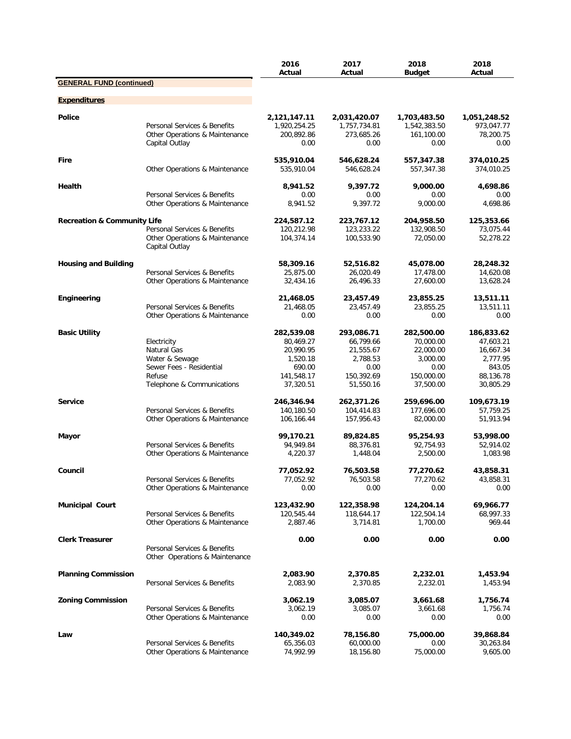| | | 2016 Actual | 2017 Actual | 2018 Budget | 2018 Actual |
|---|---|---|---|---|---|
| **GENERAL FUND (continued)** | | | | | |
| **Expenditures** | | | | | |
| **Police** | | **2,121,147.11** | **2,031,420.07** | **1,703,483.50** | **1,051,248.52** |
| | Personal Services & Benefits | 1,920,254.25 | 1,757,734.81 | 1,542,383.50 | 973,047.77 |
| | Other Operations & Maintenance | 200,892.86 | 273,685.26 | 161,100.00 | 78,200.75 |
| | Capital Outlay | 0.00 | 0.00 | 0.00 | 0.00 |
| **Fire** | | **535,910.04** | **546,628.24** | **557,347.38** | **374,010.25** |
| | Other Operations & Maintenance | 535,910.04 | 546,628.24 | 557,347.38 | 374,010.25 |
| **Health** | | **8,941.52** | **9,397.72** | **9,000.00** | **4,698.86** |
| | Personal Services & Benefits | 0.00 | 0.00 | 0.00 | 0.00 |
| | Other Operations & Maintenance | 8,941.52 | 9,397.72 | 9,000.00 | 4,698.86 |
| **Recreation & Community Life** | | **224,587.12** | **223,767.12** | **204,958.50** | **125,353.66** |
| | Personal Services & Benefits | 120,212.98 | 123,233.22 | 132,908.50 | 73,075.44 |
| | Other Operations & Maintenance | 104,374.14 | 100,533.90 | 72,050.00 | 52,278.22 |
| | Capital Outlay | | | | |
| **Housing and Building** | | **58,309.16** | **52,516.82** | **45,078.00** | **28,248.32** |
| | Personal Services & Benefits | 25,875.00 | 26,020.49 | 17,478.00 | 14,620.08 |
| | Other Operations & Maintenance | 32,434.16 | 26,496.33 | 27,600.00 | 13,628.24 |
| **Engineering** | | **21,468.05** | **23,457.49** | **23,855.25** | **13,511.11** |
| | Personal Services & Benefits | 21,468.05 | 23,457.49 | 23,855.25 | 13,511.11 |
| | Other Operations & Maintenance | 0.00 | 0.00 | 0.00 | 0.00 |
| **Basic Utility** | | **282,539.08** | **293,086.71** | **282,500.00** | **186,833.62** |
| | Electricity | 80,469.27 | 66,799.66 | 70,000.00 | 47,603.21 |
| | Natural Gas | 20,990.95 | 21,555.67 | 22,000.00 | 16,667.34 |
| | Water & Sewage | 1,520.18 | 2,788.53 | 3,000.00 | 2,777.95 |
| | Sewer Fees - Residential | 690.00 | 0.00 | 0.00 | 843.05 |
| | Refuse | 141,548.17 | 150,392.69 | 150,000.00 | 88,136.78 |
| | Telephone & Communications | 37,320.51 | 51,550.16 | 37,500.00 | 30,805.29 |
| **Service** | | **246,346.94** | **262,371.26** | **259,696.00** | **109,673.19** |
| | Personal Services & Benefits | 140,180.50 | 104,414.83 | 177,696.00 | 57,759.25 |
| | Other Operations & Maintenance | 106,166.44 | 157,956.43 | 82,000.00 | 51,913.94 |
| **Mayor** | | **99,170.21** | **89,824.85** | **95,254.93** | **53,998.00** |
| | Personal Services & Benefits | 94,949.84 | 88,376.81 | 92,754.93 | 52,914.02 |
| | Other Operations & Maintenance | 4,220.37 | 1,448.04 | 2,500.00 | 1,083.98 |
| **Council** | | **77,052.92** | **76,503.58** | **77,270.62** | **43,858.31** |
| | Personal Services & Benefits | 77,052.92 | 76,503.58 | 77,270.62 | 43,858.31 |
| | Other Operations & Maintenance | 0.00 | 0.00 | 0.00 | 0.00 |
| **Municipal Court** | | **123,432.90** | **122,358.98** | **124,204.14** | **69,966.77** |
| | Personal Services & Benefits | 120,545.44 | 118,644.17 | 122,504.14 | 68,997.33 |
| | Other Operations & Maintenance | 2,887.46 | 3,714.81 | 1,700.00 | 969.44 |
| **Clerk Treasurer** | | **0.00** | **0.00** | **0.00** | **0.00** |
| | Personal Services & Benefits | | | | |
| | Other Operations & Maintenance | | | | |
| **Planning Commission** | | **2,083.90** | **2,370.85** | **2,232.01** | **1,453.94** |
| | Personal Services & Benefits | 2,083.90 | 2,370.85 | 2,232.01 | 1,453.94 |
| **Zoning Commission** | | **3,062.19** | **3,085.07** | **3,661.68** | **1,756.74** |
| | Personal Services & Benefits | 3,062.19 | 3,085.07 | 3,661.68 | 1,756.74 |
| | Other Operations & Maintenance | 0.00 | 0.00 | 0.00 | 0.00 |
| **Law** | | **140,349.02** | **78,156.80** | **75,000.00** | **39,868.84** |
| | Personal Services & Benefits | 65,356.03 | 60,000.00 | 0.00 | 30,263.84 |
| | Other Operations & Maintenance | 74,992.99 | 18,156.80 | 75,000.00 | 9,605.00 |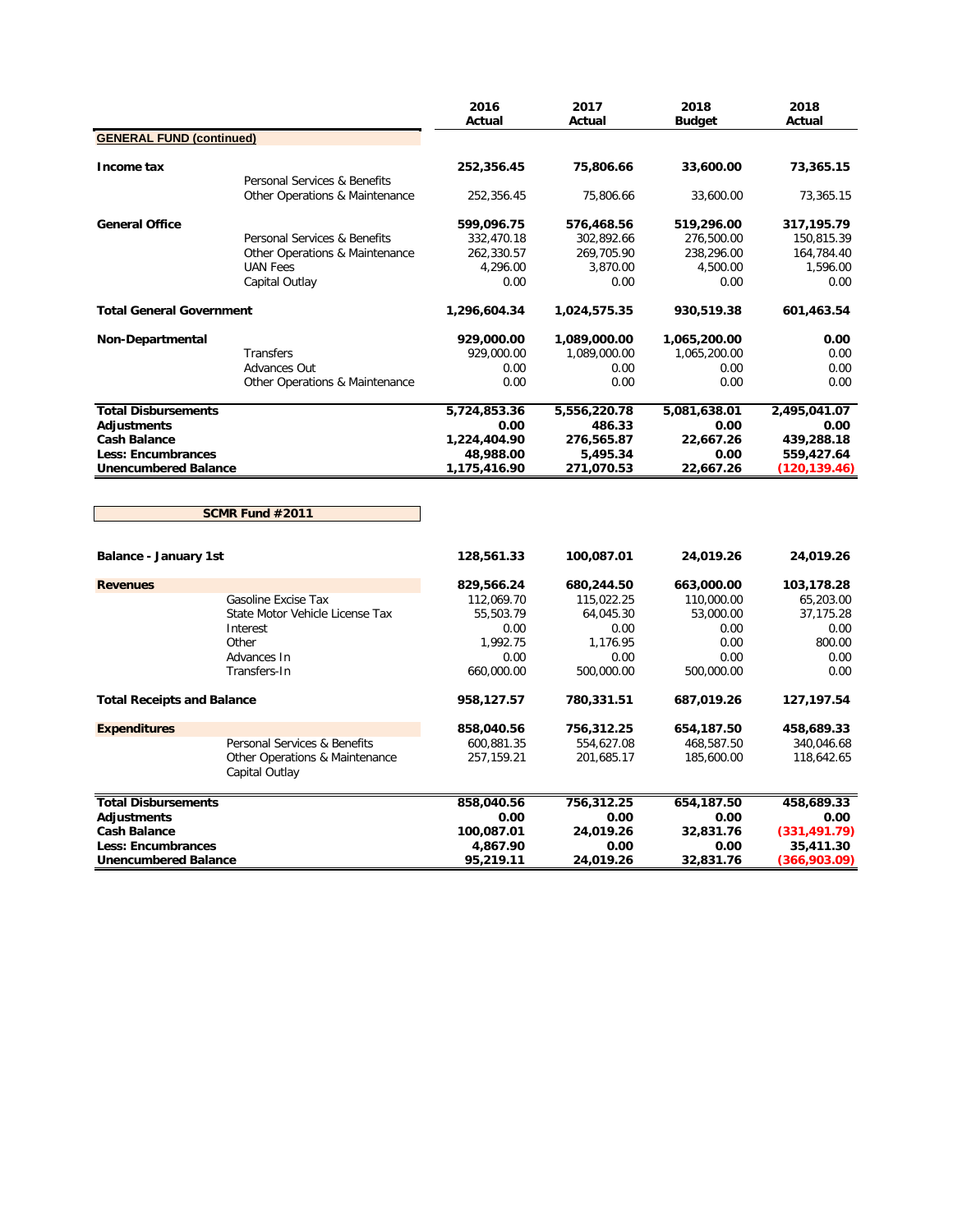| | | 2016 Actual | 2017 Actual | 2018 Budget | 2018 Actual |
|---|---|---|---|---|---|
| **GENERAL FUND (continued)** | | | | | |
| **Income tax** | | **252,356.45** | **75,806.66** | **33,600.00** | **73,365.15** |
| | Personal Services & Benefits | | | | |
| | Other Operations & Maintenance | 252,356.45 | 75,806.66 | 33,600.00 | 73,365.15 |
| **General Office** | | **599,096.75** | **576,468.56** | **519,296.00** | **317,195.79** |
| | Personal Services & Benefits | 332,470.18 | 302,892.66 | 276,500.00 | 150,815.39 |
| | Other Operations & Maintenance | 262,330.57 | 269,705.90 | 238,296.00 | 164,784.40 |
| | UAN Fees | 4,296.00 | 3,870.00 | 4,500.00 | 1,596.00 |
| | Capital Outlay | 0.00 | 0.00 | 0.00 | 0.00 |
| **Total General Government** | | **1,296,604.34** | **1,024,575.35** | **930,519.38** | **601,463.54** |
| **Non-Departmental** | | **929,000.00** | **1,089,000.00** | **1,065,200.00** | **0.00** |
| | Transfers | 929,000.00 | 1,089,000.00 | 1,065,200.00 | 0.00 |
| | Advances Out | 0.00 | 0.00 | 0.00 | 0.00 |
| | Other Operations & Maintenance | 0.00 | 0.00 | 0.00 | 0.00 |
| **Total Disbursements** | | **5,724,853.36** | **5,556,220.78** | **5,081,638.01** | **2,495,041.07** |
| **Adjustments** | | **0.00** | **486.33** | **0.00** | **0.00** |
| **Cash Balance** | | **1,224,404.90** | **276,565.87** | **22,667.26** | **439,288.18** |
| **Less: Encumbrances** | | **48,988.00** | **5,495.34** | **0.00** | **559,427.64** |
| **Unencumbered Balance** | | **1,175,416.90** | **271,070.53** | **22,667.26** | **(120,139.46)** |

| **SCMR Fund #2011** | | 2016 Actual | 2017 Actual | 2018 Budget | 2018 Actual |
|---|---|---|---|---|---|
| **Balance - January 1st** | | **128,561.33** | **100,087.01** | **24,019.26** | **24,019.26** |
| **Revenues** | | **829,566.24** | **680,244.50** | **663,000.00** | **103,178.28** |
| | Gasoline Excise Tax | 112,069.70 | 115,022.25 | 110,000.00 | 65,203.00 |
| | State Motor Vehicle License Tax | 55,503.79 | 64,045.30 | 53,000.00 | 37,175.28 |
| | Interest | 0.00 | 0.00 | 0.00 | 0.00 |
| | Other | 1,992.75 | 1,176.95 | 0.00 | 800.00 |
| | Advances In | 0.00 | 0.00 | 0.00 | 0.00 |
| | Transfers-In | 660,000.00 | 500,000.00 | 500,000.00 | 0.00 |
| **Total Receipts and Balance** | | **958,127.57** | **780,331.51** | **687,019.26** | **127,197.54** |
| **Expenditures** | | **858,040.56** | **756,312.25** | **654,187.50** | **458,689.33** |
| | Personal Services & Benefits | 600,881.35 | 554,627.08 | 468,587.50 | 340,046.68 |
| | Other Operations & Maintenance | 257,159.21 | 201,685.17 | 185,600.00 | 118,642.65 |
| | Capital Outlay | | | | |
| **Total Disbursements** | | **858,040.56** | **756,312.25** | **654,187.50** | **458,689.33** |
| **Adjustments** | | **0.00** | **0.00** | **0.00** | **0.00** |
| **Cash Balance** | | **100,087.01** | **24,019.26** | **32,831.76** | **(331,491.79)** |
| **Less: Encumbrances** | | **4,867.90** | **0.00** | **0.00** | **35,411.30** |
| **Unencumbered Balance** | | **95,219.11** | **24,019.26** | **32,831.76** | **(366,903.09)** |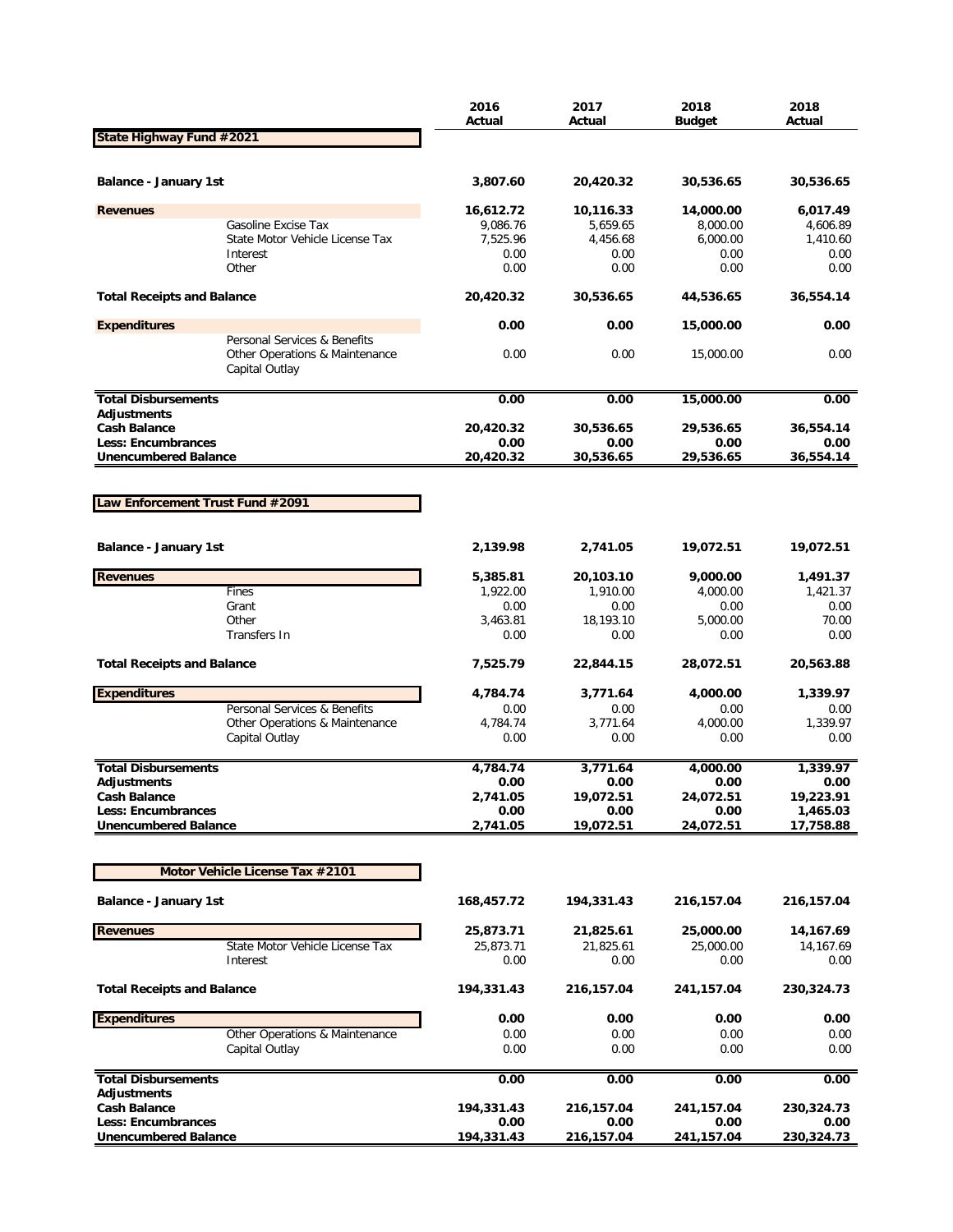| | | 2016 Actual | 2017 Actual | 2018 Budget | 2018 Actual |
|---|---|---|---|---|---|
| **State Highway Fund #2021** | | | | | |
| **Balance - January 1st** | | **3,807.60** | **20,420.32** | **30,536.65** | **30,536.65** |
| **Revenues** | | **16,612.72** | **10,116.33** | **14,000.00** | **6,017.49** |
| | Gasoline Excise Tax | 9,086.76 | 5,659.65 | 8,000.00 | 4,606.89 |
| | State Motor Vehicle License Tax | 7,525.96 | 4,456.68 | 6,000.00 | 1,410.60 |
| | Interest | 0.00 | 0.00 | 0.00 | 0.00 |
| | Other | 0.00 | 0.00 | 0.00 | 0.00 |
| **Total Receipts and Balance** | | **20,420.32** | **30,536.65** | **44,536.65** | **36,554.14** |
| **Expenditures** | | **0.00** | **0.00** | **15,000.00** | **0.00** |
| | Personal Services & Benefits | | | | |
| | Other Operations & Maintenance | 0.00 | 0.00 | 15,000.00 | 0.00 |
| | Capital Outlay | | | | |
| **Total Disbursements** | | **0.00** | **0.00** | **15,000.00** | **0.00** |
| **Adjustments** | | | | | |
| **Cash Balance** | | **20,420.32** | **30,536.65** | **29,536.65** | **36,554.14** |
| **Less: Encumbrances** | | **0.00** | **0.00** | **0.00** | **0.00** |
| **Unencumbered Balance** | | **20,420.32** | **30,536.65** | **29,536.65** | **36,554.14** |

| | | 2016 Actual | 2017 Actual | 2018 Budget | 2018 Actual |
|---|---|---|---|---|---|
| **Law Enforcement Trust Fund #2091** | | | | | |
| **Balance - January 1st** | | **2,139.98** | **2,741.05** | **19,072.51** | **19,072.51** |
| **Revenues** | | **5,385.81** | **20,103.10** | **9,000.00** | **1,491.37** |
| | Fines | 1,922.00 | 1,910.00 | 4,000.00 | 1,421.37 |
| | Grant | 0.00 | 0.00 | 0.00 | 0.00 |
| | Other | 3,463.81 | 18,193.10 | 5,000.00 | 70.00 |
| | Transfers In | 0.00 | 0.00 | 0.00 | 0.00 |
| **Total Receipts and Balance** | | **7,525.79** | **22,844.15** | **28,072.51** | **20,563.88** |
| **Expenditures** | | **4,784.74** | **3,771.64** | **4,000.00** | **1,339.97** |
| | Personal Services & Benefits | 0.00 | 0.00 | 0.00 | 0.00 |
| | Other Operations & Maintenance | 4,784.74 | 3,771.64 | 4,000.00 | 1,339.97 |
| | Capital Outlay | 0.00 | 0.00 | 0.00 | 0.00 |
| **Total Disbursements** | | **4,784.74** | **3,771.64** | **4,000.00** | **1,339.97** |
| **Adjustments** | | **0.00** | **0.00** | **0.00** | **0.00** |
| **Cash Balance** | | **2,741.05** | **19,072.51** | **24,072.51** | **19,223.91** |
| **Less: Encumbrances** | | **0.00** | **0.00** | **0.00** | **1,465.03** |
| **Unencumbered Balance** | | **2,741.05** | **19,072.51** | **24,072.51** | **17,758.88** |

| | | 2016 Actual | 2017 Actual | 2018 Budget | 2018 Actual |
|---|---|---|---|---|---|
| **Motor Vehicle License Tax #2101** | | | | | |
| **Balance - January 1st** | | **168,457.72** | **194,331.43** | **216,157.04** | **216,157.04** |
| **Revenues** | | **25,873.71** | **21,825.61** | **25,000.00** | **14,167.69** |
| | State Motor Vehicle License Tax | 25,873.71 | 21,825.61 | 25,000.00 | 14,167.69 |
| | Interest | 0.00 | 0.00 | 0.00 | 0.00 |
| **Total Receipts and Balance** | | **194,331.43** | **216,157.04** | **241,157.04** | **230,324.73** |
| **Expenditures** | | **0.00** | **0.00** | **0.00** | **0.00** |
| | Other Operations & Maintenance | 0.00 | 0.00 | 0.00 | 0.00 |
| | Capital Outlay | 0.00 | 0.00 | 0.00 | 0.00 |
| **Total Disbursements** | | **0.00** | **0.00** | **0.00** | **0.00** |
| **Adjustments** | | | | | |
| **Cash Balance** | | **194,331.43** | **216,157.04** | **241,157.04** | **230,324.73** |
| **Less: Encumbrances** | | **0.00** | **0.00** | **0.00** | **0.00** |
| **Unencumbered Balance** | | **194,331.43** | **216,157.04** | **241,157.04** | **230,324.73** |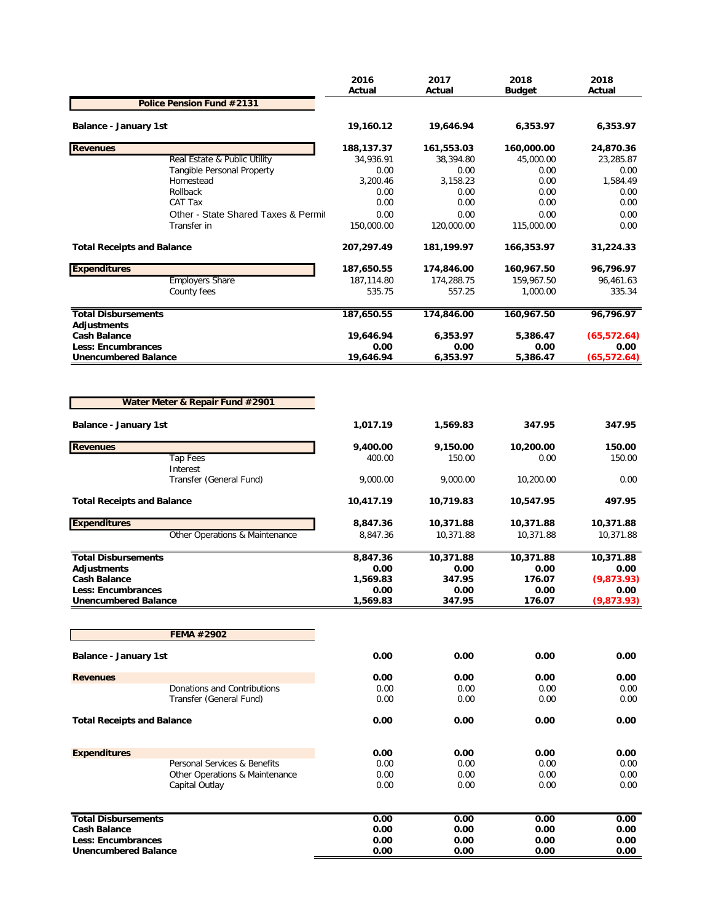| | 2016 Actual | 2017 Actual | 2018 Budget | 2018 Actual |
|---|---|---|---|---|
| **Police Pension Fund #2131** | | | | |
| **Balance - January 1st** | **19,160.12** | **19,646.94** | **6,353.97** | **6,353.97** |
| **Revenues** | **188,137.37** | **161,553.03** | **160,000.00** | **24,870.36** |
| Real Estate & Public Utility | 34,936.91 | 38,394.80 | 45,000.00 | 23,285.87 |
| Tangible Personal Property | 0.00 | 0.00 | 0.00 | 0.00 |
| Homestead | 3,200.46 | 3,158.23 | 0.00 | 1,584.49 |
| Rollback | 0.00 | 0.00 | 0.00 | 0.00 |
| CAT Tax | 0.00 | 0.00 | 0.00 | 0.00 |
| Other - State Shared Taxes & Permit | 0.00 | 0.00 | 0.00 | 0.00 |
| Transfer in | 150,000.00 | 120,000.00 | 115,000.00 | 0.00 |
| **Total Receipts and Balance** | **207,297.49** | **181,199.97** | **166,353.97** | **31,224.33** |
| **Expenditures** | **187,650.55** | **174,846.00** | **160,967.50** | **96,796.97** |
| Employers Share | 187,114.80 | 174,288.75 | 159,967.50 | 96,461.63 |
| County fees | 535.75 | 557.25 | 1,000.00 | 335.34 |
| **Total Disbursements** | **187,650.55** | **174,846.00** | **160,967.50** | **96,796.97** |
| **Adjustments** | | | | |
| **Cash Balance** | **19,646.94** | **6,353.97** | **5,386.47** | **(65,572.64)** |
| **Less: Encumbrances** | **0.00** | **0.00** | **0.00** | **0.00** |
| **Unencumbered Balance** | **19,646.94** | **6,353.97** | **5,386.47** | **(65,572.64)** |

| | 2016 Actual | 2017 Actual | 2018 Budget | 2018 Actual |
|---|---|---|---|---|
| **Water Meter & Repair Fund #2901** | | | | |
| **Balance - January 1st** | **1,017.19** | **1,569.83** | **347.95** | **347.95** |
| **Revenues** | **9,400.00** | **9,150.00** | **10,200.00** | **150.00** |
| Tap Fees | 400.00 | 150.00 | 0.00 | 150.00 |
| Interest | | | | |
| Transfer (General Fund) | 9,000.00 | 9,000.00 | 10,200.00 | 0.00 |
| **Total Receipts and Balance** | **10,417.19** | **10,719.83** | **10,547.95** | **497.95** |
| **Expenditures** | **8,847.36** | **10,371.88** | **10,371.88** | **10,371.88** |
| Other Operations & Maintenance | 8,847.36 | 10,371.88 | 10,371.88 | 10,371.88 |
| **Total Disbursements** | **8,847.36** | **10,371.88** | **10,371.88** | **10,371.88** |
| **Adjustments** | **0.00** | **0.00** | **0.00** | **0.00** |
| **Cash Balance** | **1,569.83** | **347.95** | **176.07** | **(9,873.93)** |
| **Less: Encumbrances** | **0.00** | **0.00** | **0.00** | **0.00** |
| **Unencumbered Balance** | **1,569.83** | **347.95** | **176.07** | **(9,873.93)** |

| | 2016 Actual | 2017 Actual | 2018 Budget | 2018 Actual |
|---|---|---|---|---|
| **FEMA #2902** | | | | |
| **Balance - January 1st** | **0.00** | **0.00** | **0.00** | **0.00** |
| **Revenues** | **0.00** | **0.00** | **0.00** | **0.00** |
| Donations and Contributions | 0.00 | 0.00 | 0.00 | 0.00 |
| Transfer (General Fund) | 0.00 | 0.00 | 0.00 | 0.00 |
| **Total Receipts and Balance** | **0.00** | **0.00** | **0.00** | **0.00** |
| **Expenditures** | **0.00** | **0.00** | **0.00** | **0.00** |
| Personal Services & Benefits | 0.00 | 0.00 | 0.00 | 0.00 |
| Other Operations & Maintenance | 0.00 | 0.00 | 0.00 | 0.00 |
| Capital Outlay | 0.00 | 0.00 | 0.00 | 0.00 |
| **Total Disbursements** | **0.00** | **0.00** | **0.00** | **0.00** |
| **Cash Balance** | **0.00** | **0.00** | **0.00** | **0.00** |
| **Less: Encumbrances** | **0.00** | **0.00** | **0.00** | **0.00** |
| **Unencumbered Balance** | **0.00** | **0.00** | **0.00** | **0.00** |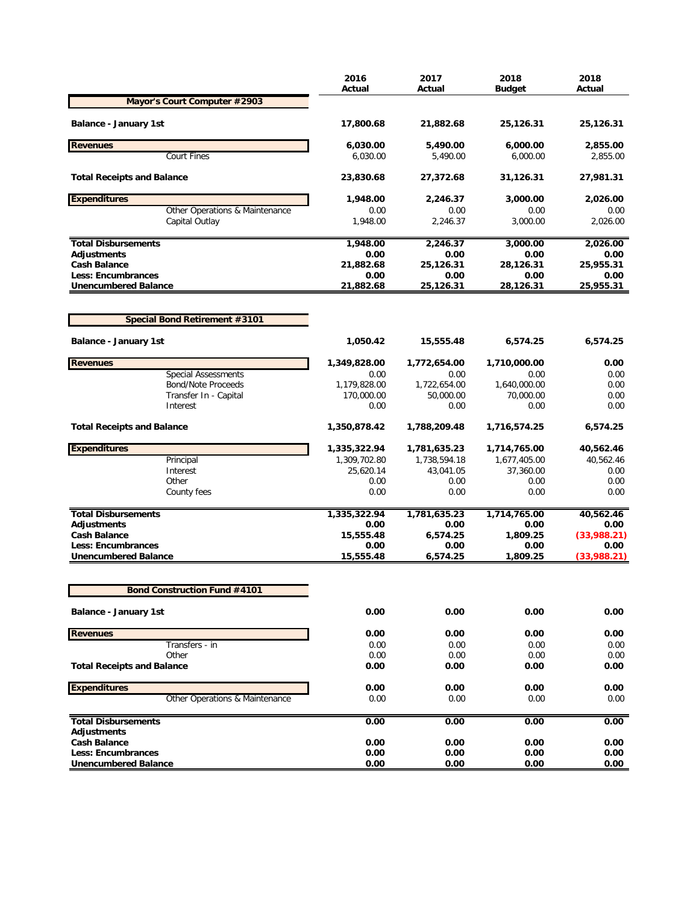| | 2016 Actual | 2017 Actual | 2018 Budget | 2018 Actual |
|---|---|---|---|---|
| **Mayor's Court Computer #2903** | | | | |
| **Balance - January 1st** | **17,800.68** | **21,882.68** | **25,126.31** | **25,126.31** |
| **Revenues** | **6,030.00** | **5,490.00** | **6,000.00** | **2,855.00** |
| Court Fines | 6,030.00 | 5,490.00 | 6,000.00 | 2,855.00 |
| **Total Receipts and Balance** | **23,830.68** | **27,372.68** | **31,126.31** | **27,981.31** |
| **Expenditures** | **1,948.00** | **2,246.37** | **3,000.00** | **2,026.00** |
| Other Operations & Maintenance | 0.00 | 0.00 | 0.00 | 0.00 |
| Capital Outlay | 1,948.00 | 2,246.37 | 3,000.00 | 2,026.00 |
| **Total Disbursements** | **1,948.00** | **2,246.37** | **3,000.00** | **2,026.00** |
| **Adjustments** | **0.00** | **0.00** | **0.00** | **0.00** |
| **Cash Balance** | **21,882.68** | **25,126.31** | **28,126.31** | **25,955.31** |
| **Less: Encumbrances** | **0.00** | **0.00** | **0.00** | **0.00** |
| **Unencumbered Balance** | **21,882.68** | **25,126.31** | **28,126.31** | **25,955.31** |

| | 2016 Actual | 2017 Actual | 2018 Budget | 2018 Actual |
|---|---|---|---|---|
| **Special Bond Retirement #3101** | | | | |
| **Balance - January 1st** | **1,050.42** | **15,555.48** | **6,574.25** | **6,574.25** |
| **Revenues** | **1,349,828.00** | **1,772,654.00** | **1,710,000.00** | **0.00** |
| Special Assessments | 0.00 | 0.00 | 0.00 | 0.00 |
| Bond/Note Proceeds | 1,179,828.00 | 1,722,654.00 | 1,640,000.00 | 0.00 |
| Transfer In - Capital | 170,000.00 | 50,000.00 | 70,000.00 | 0.00 |
| Interest | 0.00 | 0.00 | 0.00 | 0.00 |
| **Total Receipts and Balance** | **1,350,878.42** | **1,788,209.48** | **1,716,574.25** | **6,574.25** |
| **Expenditures** | **1,335,322.94** | **1,781,635.23** | **1,714,765.00** | **40,562.46** |
| Principal | 1,309,702.80 | 1,738,594.18 | 1,677,405.00 | 40,562.46 |
| Interest | 25,620.14 | 43,041.05 | 37,360.00 | 0.00 |
| Other | 0.00 | 0.00 | 0.00 | 0.00 |
| County fees | 0.00 | 0.00 | 0.00 | 0.00 |
| **Total Disbursements** | **1,335,322.94** | **1,781,635.23** | **1,714,765.00** | **40,562.46** |
| **Adjustments** | **0.00** | **0.00** | **0.00** | **0.00** |
| **Cash Balance** | **15,555.48** | **6,574.25** | **1,809.25** | **(33,988.21)** |
| **Less: Encumbrances** | **0.00** | **0.00** | **0.00** | **0.00** |
| **Unencumbered Balance** | **15,555.48** | **6,574.25** | **1,809.25** | **(33,988.21)** |

| | 2016 Actual | 2017 Actual | 2018 Budget | 2018 Actual |
|---|---|---|---|---|
| **Bond Construction Fund #4101** | | | | |
| **Balance - January 1st** | **0.00** | **0.00** | **0.00** | **0.00** |
| **Revenues** | **0.00** | **0.00** | **0.00** | **0.00** |
| Transfers - in | 0.00 | 0.00 | 0.00 | 0.00 |
| Other | 0.00 | 0.00 | 0.00 | 0.00 |
| **Total Receipts and Balance** | **0.00** | **0.00** | **0.00** | **0.00** |
| **Expenditures** | **0.00** | **0.00** | **0.00** | **0.00** |
| Other Operations & Maintenance | 0.00 | 0.00 | 0.00 | 0.00 |
| **Total Disbursements** | **0.00** | **0.00** | **0.00** | **0.00** |
| **Adjustments** | | | | |
| **Cash Balance** | **0.00** | **0.00** | **0.00** | **0.00** |
| **Less: Encumbrances** | **0.00** | **0.00** | **0.00** | **0.00** |
| **Unencumbered Balance** | **0.00** | **0.00** | **0.00** | **0.00** |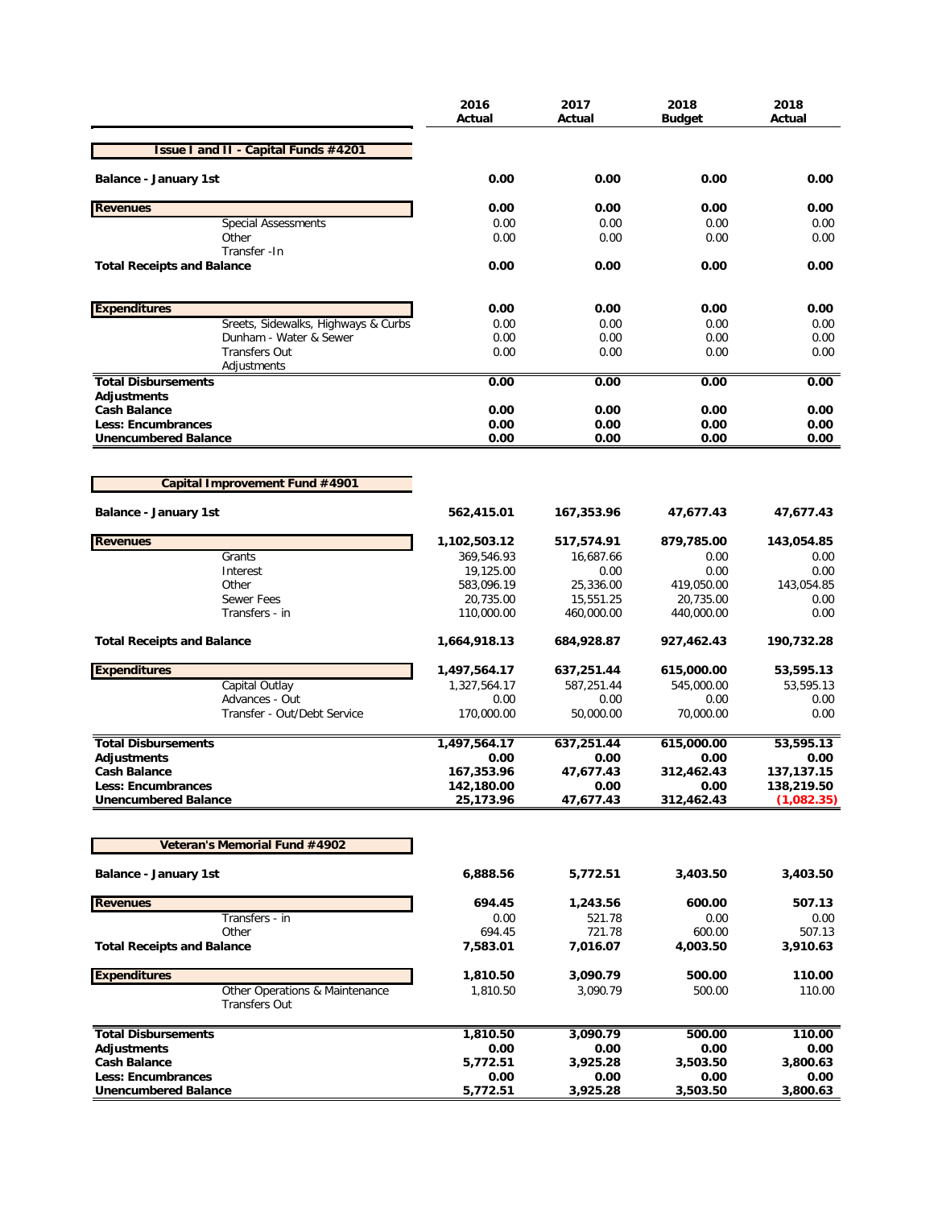| | 2016 Actual | 2017 Actual | 2018 Budget | 2018 Actual |
|---|---|---|---|---|
| **Issue I and II - Capital Funds #4201** | | | | |
| **Balance - January 1st** | **0.00** | **0.00** | **0.00** | **0.00** |
| **Revenues** | **0.00** | **0.00** | **0.00** | **0.00** |
| Special Assessments | 0.00 | 0.00 | 0.00 | 0.00 |
| Other | 0.00 | 0.00 | 0.00 | 0.00 |
| Transfer -In | | | | |
| **Total Receipts and Balance** | **0.00** | **0.00** | **0.00** | **0.00** |
| **Expenditures** | **0.00** | **0.00** | **0.00** | **0.00** |
| Sreets, Sidewalks, Highways & Curbs | 0.00 | 0.00 | 0.00 | 0.00 |
| Dunham - Water & Sewer | 0.00 | 0.00 | 0.00 | 0.00 |
| Transfers Out | 0.00 | 0.00 | 0.00 | 0.00 |
| Adjustments | | | | |
| **Total Disbursements** | **0.00** | **0.00** | **0.00** | **0.00** |
| **Adjustments** | | | | |
| **Cash Balance** | **0.00** | **0.00** | **0.00** | **0.00** |
| **Less: Encumbrances** | **0.00** | **0.00** | **0.00** | **0.00** |
| **Unencumbered Balance** | **0.00** | **0.00** | **0.00** | **0.00** |
| **Capital Improvement Fund #4901** | | | | |
| **Balance - January 1st** | **562,415.01** | **167,353.96** | **47,677.43** | **47,677.43** |
| **Revenues** | **1,102,503.12** | **517,574.91** | **879,785.00** | **143,054.85** |
| Grants | 369,546.93 | 16,687.66 | 0.00 | 0.00 |
| Interest | 19,125.00 | 0.00 | 0.00 | 0.00 |
| Other | 583,096.19 | 25,336.00 | 419,050.00 | 143,054.85 |
| Sewer Fees | 20,735.00 | 15,551.25 | 20,735.00 | 0.00 |
| Transfers - in | 110,000.00 | 460,000.00 | 440,000.00 | 0.00 |
| **Total Receipts and Balance** | **1,664,918.13** | **684,928.87** | **927,462.43** | **190,732.28** |
| **Expenditures** | **1,497,564.17** | **637,251.44** | **615,000.00** | **53,595.13** |
| Capital Outlay | 1,327,564.17 | 587,251.44 | 545,000.00 | 53,595.13 |
| Advances - Out | 0.00 | 0.00 | 0.00 | 0.00 |
| Transfer - Out/Debt Service | 170,000.00 | 50,000.00 | 70,000.00 | 0.00 |
| **Total Disbursements** | **1,497,564.17** | **637,251.44** | **615,000.00** | **53,595.13** |
| **Adjustments** | **0.00** | **0.00** | **0.00** | **0.00** |
| **Cash Balance** | **167,353.96** | **47,677.43** | **312,462.43** | **137,137.15** |
| **Less: Encumbrances** | **142,180.00** | **0.00** | **0.00** | **138,219.50** |
| **Unencumbered Balance** | **25,173.96** | **47,677.43** | **312,462.43** | **(1,082.35)** |
| **Veteran's Memorial Fund #4902** | | | | |
| **Balance - January 1st** | **6,888.56** | **5,772.51** | **3,403.50** | **3,403.50** |
| **Revenues** | **694.45** | **1,243.56** | **600.00** | **507.13** |
| Transfers - in | 0.00 | 521.78 | 0.00 | 0.00 |
| Other | 694.45 | 721.78 | 600.00 | 507.13 |
| **Total Receipts and Balance** | **7,583.01** | **7,016.07** | **4,003.50** | **3,910.63** |
| **Expenditures** | **1,810.50** | **3,090.79** | **500.00** | **110.00** |
| Other Operations & Maintenance | 1,810.50 | 3,090.79 | 500.00 | 110.00 |
| Transfers Out | | | | |
| **Total Disbursements** | **1,810.50** | **3,090.79** | **500.00** | **110.00** |
| **Adjustments** | **0.00** | **0.00** | **0.00** | **0.00** |
| **Cash Balance** | **5,772.51** | **3,925.28** | **3,503.50** | **3,800.63** |
| **Less: Encumbrances** | **0.00** | **0.00** | **0.00** | **0.00** |
| **Unencumbered Balance** | **5,772.51** | **3,925.28** | **3,503.50** | **3,800.63** |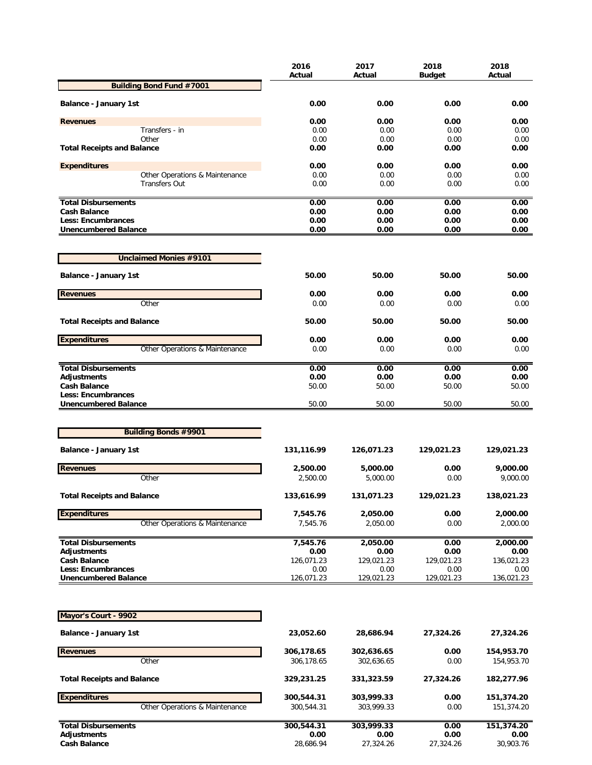| | 2016 Actual | 2017 Actual | 2018 Budget | 2018 Actual |
|---|---|---|---|---|
| **Building Bond Fund #7001** | | | | |
| **Balance - January 1st** | **0.00** | **0.00** | **0.00** | **0.00** |
| **Revenues** | **0.00** | **0.00** | **0.00** | **0.00** |
| Transfers - in | 0.00 | 0.00 | 0.00 | 0.00 |
| Other | 0.00 | 0.00 | 0.00 | 0.00 |
| **Total Receipts and Balance** | **0.00** | **0.00** | **0.00** | **0.00** |
| **Expenditures** | **0.00** | **0.00** | **0.00** | **0.00** |
| Other Operations & Maintenance | 0.00 | 0.00 | 0.00 | 0.00 |
| Transfers Out | 0.00 | 0.00 | 0.00 | 0.00 |
| **Total Disbursements** | **0.00** | **0.00** | **0.00** | **0.00** |
| **Cash Balance** | **0.00** | **0.00** | **0.00** | **0.00** |
| **Less: Encumbrances** | **0.00** | **0.00** | **0.00** | **0.00** |
| **Unencumbered Balance** | **0.00** | **0.00** | **0.00** | **0.00** |

| | 2016 Actual | 2017 Actual | 2018 Budget | 2018 Actual |
|---|---|---|---|---|
| **Unclaimed Monies #9101** | | | | |
| **Balance - January 1st** | **50.00** | **50.00** | **50.00** | **50.00** |
| **Revenues** | **0.00** | **0.00** | **0.00** | **0.00** |
| Other | 0.00 | 0.00 | 0.00 | 0.00 |
| **Total Receipts and Balance** | **50.00** | **50.00** | **50.00** | **50.00** |
| **Expenditures** | **0.00** | **0.00** | **0.00** | **0.00** |
| Other Operations & Maintenance | 0.00 | 0.00 | 0.00 | 0.00 |
| **Total Disbursements** | **0.00** | **0.00** | **0.00** | **0.00** |
| **Adjustments** | **0.00** | **0.00** | **0.00** | **0.00** |
| **Cash Balance** | 50.00 | 50.00 | 50.00 | 50.00 |
| **Less: Encumbrances** | | | | |
| **Unencumbered Balance** | 50.00 | 50.00 | 50.00 | 50.00 |

| | 2016 Actual | 2017 Actual | 2018 Budget | 2018 Actual |
|---|---|---|---|---|
| **Building Bonds #9901** | | | | |
| **Balance - January 1st** | **131,116.99** | **126,071.23** | **129,021.23** | **129,021.23** |
| **Revenues** | **2,500.00** | **5,000.00** | **0.00** | **9,000.00** |
| Other | 2,500.00 | 5,000.00 | 0.00 | 9,000.00 |
| **Total Receipts and Balance** | **133,616.99** | **131,071.23** | **129,021.23** | **138,021.23** |
| **Expenditures** | **7,545.76** | **2,050.00** | **0.00** | **2,000.00** |
| Other Operations & Maintenance | 7,545.76 | 2,050.00 | 0.00 | 2,000.00 |
| **Total Disbursements** | **7,545.76** | **2,050.00** | **0.00** | **2,000.00** |
| **Adjustments** | **0.00** | **0.00** | **0.00** | **0.00** |
| **Cash Balance** | 126,071.23 | 129,021.23 | 129,021.23 | 136,021.23 |
| **Less: Encumbrances** | 0.00 | 0.00 | 0.00 | 0.00 |
| **Unencumbered Balance** | 126,071.23 | 129,021.23 | 129,021.23 | 136,021.23 |

| | 2016 Actual | 2017 Actual | 2018 Budget | 2018 Actual |
|---|---|---|---|---|
| **Mayor's Court - 9902** | | | | |
| **Balance - January 1st** | **23,052.60** | **28,686.94** | **27,324.26** | **27,324.26** |
| **Revenues** | **306,178.65** | **302,636.65** | **0.00** | **154,953.70** |
| Other | 306,178.65 | 302,636.65 | 0.00 | 154,953.70 |
| **Total Receipts and Balance** | **329,231.25** | **331,323.59** | **27,324.26** | **182,277.96** |
| **Expenditures** | **300,544.31** | **303,999.33** | **0.00** | **151,374.20** |
| Other Operations & Maintenance | 300,544.31 | 303,999.33 | 0.00 | 151,374.20 |
| **Total Disbursements** | **300,544.31** | **303,999.33** | **0.00** | **151,374.20** |
| **Adjustments** | **0.00** | **0.00** | **0.00** | **0.00** |
| **Cash Balance** | 28,686.94 | 27,324.26 | 27,324.26 | 30,903.76 |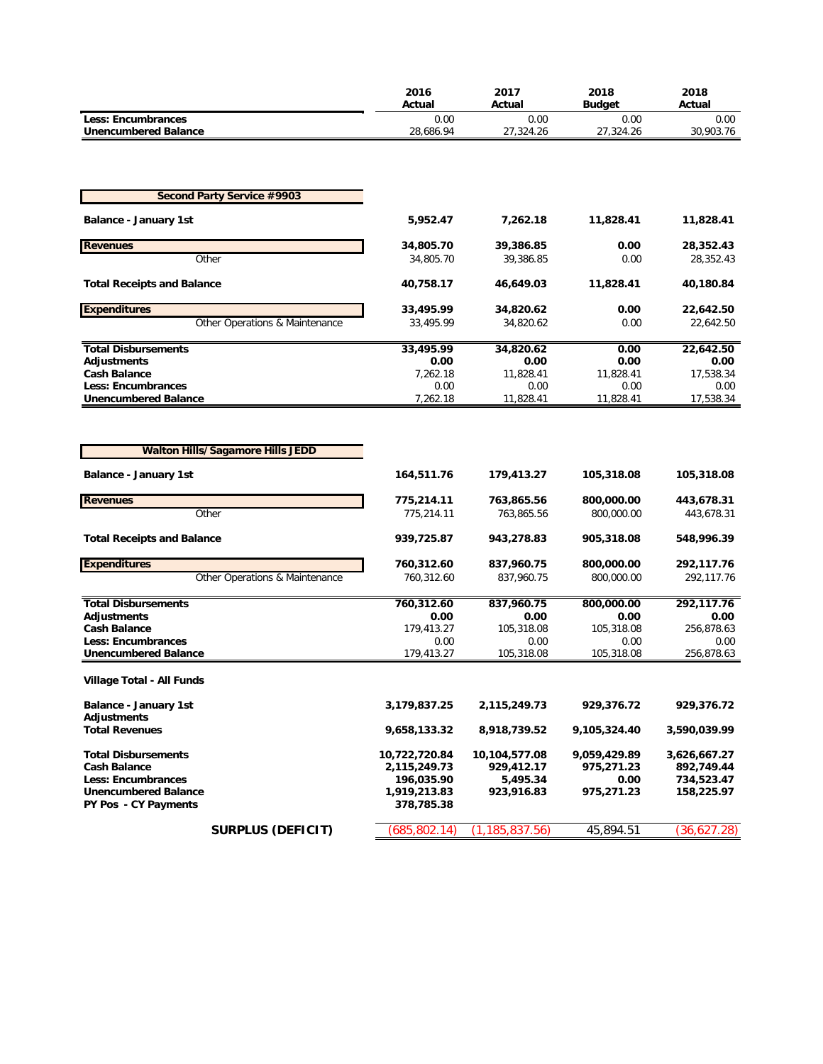| | 2016 Actual | 2017 Actual | 2018 Budget | 2018 Actual |
|---|---|---|---|---|
| **Less: Encumbrances** | 0.00 | 0.00 | 0.00 | 0.00 |
| **Unencumbered Balance** | 28,686.94 | 27,324.26 | 27,324.26 | 30,903.76 |

| **Second Party Service #9903** | | | | |
|---|---|---|---|---|
| **Balance - January 1st** | **5,952.47** | **7,262.18** | **11,828.41** | **11,828.41** |
| **Revenues** | **34,805.70** | **39,386.85** | **0.00** | **28,352.43** |
| Other | 34,805.70 | 39,386.85 | 0.00 | 28,352.43 |
| **Total Receipts and Balance** | **40,758.17** | **46,649.03** | **11,828.41** | **40,180.84** |
| **Expenditures** | **33,495.99** | **34,820.62** | **0.00** | **22,642.50** |
| Other Operations & Maintenance | 33,495.99 | 34,820.62 | 0.00 | 22,642.50 |
| **Total Disbursements** | **33,495.99** | **34,820.62** | **0.00** | **22,642.50** |
| **Adjustments** | **0.00** | **0.00** | **0.00** | **0.00** |
| **Cash Balance** | 7,262.18 | 11,828.41 | 11,828.41 | 17,538.34 |
| **Less: Encumbrances** | 0.00 | 0.00 | 0.00 | 0.00 |
| **Unencumbered Balance** | 7,262.18 | 11,828.41 | 11,828.41 | 17,538.34 |

| **Walton Hills/Sagamore Hills JEDD** | | | | |
|---|---|---|---|---|
| **Balance - January 1st** | **164,511.76** | **179,413.27** | **105,318.08** | **105,318.08** |
| **Revenues** | **775,214.11** | **763,865.56** | **800,000.00** | **443,678.31** |
| Other | 775,214.11 | 763,865.56 | 800,000.00 | 443,678.31 |
| **Total Receipts and Balance** | **939,725.87** | **943,278.83** | **905,318.08** | **548,996.39** |
| **Expenditures** | **760,312.60** | **837,960.75** | **800,000.00** | **292,117.76** |
| Other Operations & Maintenance | 760,312.60 | 837,960.75 | 800,000.00 | 292,117.76 |
| **Total Disbursements** | **760,312.60** | **837,960.75** | **800,000.00** | **292,117.76** |
| **Adjustments** | **0.00** | **0.00** | **0.00** | **0.00** |
| **Cash Balance** | 179,413.27 | 105,318.08 | 105,318.08 | 256,878.63 |
| **Less: Encumbrances** | 0.00 | 0.00 | 0.00 | 0.00 |
| **Unencumbered Balance** | 179,413.27 | 105,318.08 | 105,318.08 | 256,878.63 |

| **Village Total - All Funds** | | | | |
|---|---|---|---|---|
| **Balance - January 1st** | **3,179,837.25** | **2,115,249.73** | **929,376.72** | **929,376.72** |
| **Adjustments** | | | | |
| **Total Revenues** | **9,658,133.32** | **8,918,739.52** | **9,105,324.40** | **3,590,039.99** |
| **Total Disbursements** | **10,722,720.84** | **10,104,577.08** | **9,059,429.89** | **3,626,667.27** |
| **Cash Balance** | **2,115,249.73** | **929,412.17** | **975,271.23** | **892,749.44** |
| **Less: Encumbrances** | **196,035.90** | **5,495.34** | **0.00** | **734,523.47** |
| **Unencumbered Balance** | **1,919,213.83** | **923,916.83** | **975,271.23** | **158,225.97** |
| **PY Pos - CY Payments** | **378,785.38** | | | |
| **SURPLUS (DEFICIT)** | (685,802.14) | (1,185,837.56) | 45,894.51 | (36,627.28) |